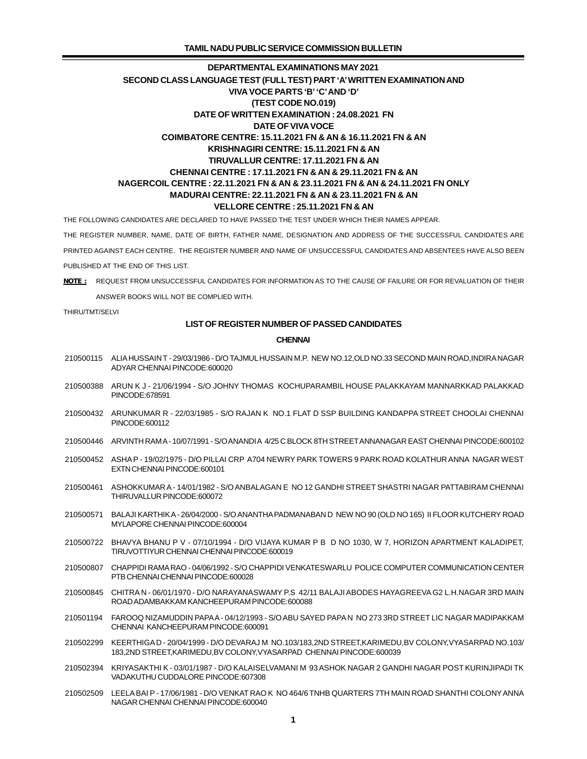# DEPARTMENTAL EXAMINATIONS MAY 2021

## SECOND CLASS LANGUAGE TEST (FULL TEST) PART 'A' WRITTEN EXAMINATION AND VIVA VOCE PARTS 'B' 'C' AND 'D'

### (TEST CODE NO.019)

**DATE OF WRITTEN EXAMINATION : 24.08.2021 FN**

**DATE OF VIVA VOCE**

**COIMBATORE CENTRE: 15.11.2021 FN & AN & 16.11.2021 FN & AN**

**KRISHNAGIRI CENTRE: 15.11.2021 FN & AN**

**TIRUVALLUR CENTRE: 17.11.2021 FN & AN**

**CHENNAI CENTRE : 17.11.2021 FN & AN & 29.11.2021 FN & AN**

**NAGERCOIL CENTRE : 22.11.2021 FN & AN & 23.11.2021 FN & AN & 24.11.2021 FN ONLY**

**MADURAI CENTRE: 22.11.2021 FN & AN & 23.11.2021 FN & AN**

**VELLORE CENTRE : 25.11.2021 FN & AN**

THE FOLLOWING CANDIDATES ARE DECLARED TO HAVE PASSED THE TEST UNDER WHICH THEIR NAMES APPEAR.

THE REGISTER NUMBER, NAME, DATE OF BIRTH, FATHER NAME, DESIGNATION AND ADDRESS OF THE SUCCESSFUL CANDIDATES ARE PRINTED AGAINST EACH CENTRE. THE REGISTER NUMBER AND NAME OF UNSUCCESSFUL CANDIDATES AND ABSENTEES HAVE ALSO BEEN PUBLISHED AT THE END OF THIS LIST.

**NOTE :** REQUEST FROM UNSUCCESSFUL CANDIDATES FOR INFORMATION AS TO THE CAUSE OF FAILURE OR FOR REVALUATION OF THEIR ANSWER BOOKS WILL NOT BE COMPLIED WITH.

THIRU/TMT/SELVI

### LIST OF REGISTER NUMBER OF PASSED CANDIDATES

#### CHENNAI

210500115 ALIA HUSSAIN T - 29/03/1986 - D/O TAJMUL HUSSAIN M.P. NEW NO.12,OLD NO.33 SECOND MAIN ROAD,INDIRA NAGAR ADYAR CHENNAI PINCODE:600020

210500388 ARUN K J - 21/06/1994 - S/O JOHNY THOMAS KOCHUPARAMBIL HOUSE PALAKKAYAM MANNARKKAD PALAKKAD PINCODE:678591

210500432 ARUNKUMAR R - 22/03/1985 - S/O RAJAN K NO.1 FLAT D SSP BUILDING KANDAPPA STREET CHOOLAI CHENNAI PINCODE:600112

210500446 ARVINTH RAM A - 10/07/1991 - S/O ANANDI A 4/25 C BLOCK 8TH STREET ANNANAGAR EAST CHENNAI PINCODE:600102

210500452 ASHA P - 19/02/1975 - D/O PILLAI CRP A704 NEWRY PARK TOWERS 9 PARK ROAD KOLATHUR ANNA NAGAR WEST EXTN CHENNAI PINCODE:600101

210500461 ASHOKKUMAR A - 14/01/1982 - S/O ANBALAGAN E NO 12 GANDHI STREET SHASTRI NAGAR PATTABIRAM CHENNAI THIRUVALLUR PINCODE:600072

210500571 BALAJI KARTHIK A - 26/04/2000 - S/O ANANTHA PADMANABAN D NEW NO 90 (OLD NO 165) II FLOOR KUTCHERY ROAD MYLAPORE CHENNAI PINCODE:600004

210500722 BHAVYA BHANU P V - 07/10/1994 - D/O VIJAYA KUMAR P B D NO 1030, W 7, HORIZON APARTMENT KALADIPET, TIRUVOTTIYUR CHENNAI CHENNAI PINCODE:600019

210500807 CHAPPIDI RAMA RAO - 04/06/1992 - S/O CHAPPIDI VENKATESWARLU POLICE COMPUTER COMMUNICATION CENTER PTB CHENNAI CHENNAI PINCODE:600028

210500845 CHITRA N - 06/01/1970 - D/O NARAYANASWAMY P.S 42/11 BALAJI ABODES HAYAGREEVA G2 L.H.NAGAR 3RD MAIN ROAD ADAMBAKKAM KANCHEEPURAM PINCODE:600088

210501194 FAROOQ NIZAMUDDIN PAPA A - 04/12/1993 - S/O ABU SAYED PAPA N NO 273 3RD STREET LIC NAGAR MADIPAKKAM CHENNAI KANCHEEPURAM PINCODE:600091

210502299 KEERTHIGA D - 20/04/1999 - D/O DEVARAJ M NO.103/183,2ND STREET,KARIMEDU,BV COLONY,VYASARPAD NO.103/183,2ND STREET,KARIMEDU,BV COLONY,VYASARPAD CHENNAI PINCODE:600039

210502394 KRIYASAKTHI K - 03/01/1987 - D/O KALAISELVAMANI M 93 ASHOK NAGAR 2 GANDHI NAGAR POST KURINJIPADI TK VADAKUTHU CUDDALORE PINCODE:607308

210502509 LEELA BAI P - 17/06/1981 - D/O VENKAT RAO K NO 464/6 TNHB QUARTERS 7TH MAIN ROAD SHANTHI COLONY ANNA NAGAR CHENNAI CHENNAI PINCODE:600040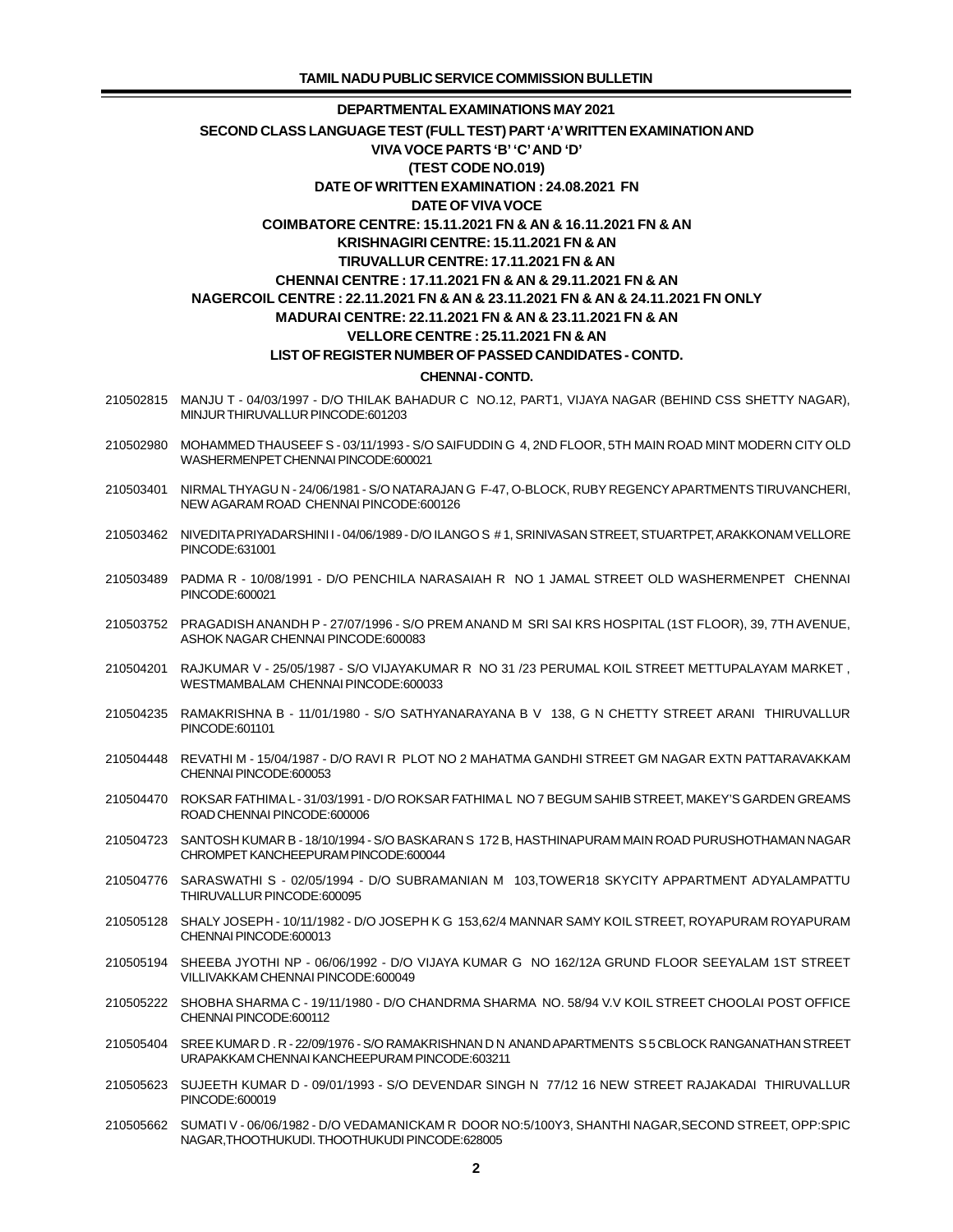## DEPARTMENTAL EXAMINATIONS MAY 2021

### SECOND CLASS LANGUAGE TEST (FULL TEST) PART 'A' WRITTEN EXAMINATION AND VIVA VOCE PARTS 'B' 'C' AND 'D'

### (TEST CODE NO.019)

**DATE OF WRITTEN EXAMINATION : 24.08.2021 FN**

**DATE OF VIVA VOCE**

**COIMBATORE CENTRE: 15.11.2021 FN & AN & 16.11.2021 FN & AN**

**KRISHNAGIRI CENTRE: 15.11.2021 FN & AN**

**TIRUVALLUR CENTRE: 17.11.2021 FN & AN**

**CHENNAI CENTRE : 17.11.2021 FN & AN & 29.11.2021 FN & AN**

**NAGERCOIL CENTRE : 22.11.2021 FN & AN & 23.11.2021 FN & AN & 24.11.2021 FN ONLY**

**MADURAI CENTRE: 22.11.2021 FN & AN & 23.11.2021 FN & AN**

**VELLORE CENTRE : 25.11.2021 FN & AN**

**LIST OF REGISTER NUMBER OF PASSED CANDIDATES - CONTD.**

**CHENNAI - CONTD.**

210502815 MANJU T - 04/03/1997 - D/O THILAK BAHADUR C NO.12, PART1, VIJAYA NAGAR (BEHIND CSS SHETTY NAGAR), MINJUR THIRUVALLUR PINCODE:601203

210502980 MOHAMMED THAUSEEF S - 03/11/1993 - S/O SAIFUDDIN G 4, 2ND FLOOR, 5TH MAIN ROAD MINT MODERN CITY OLD WASHERMENPET CHENNAI PINCODE:600021

210503401 NIRMAL THYAGU N - 24/06/1981 - S/O NATARAJAN G F-47, O-BLOCK, RUBY REGENCY APARTMENTS TIRUVANCHERI, NEW AGARAM ROAD CHENNAI PINCODE:600126

210503462 NIVEDITA PRIYADARSHINI I - 04/06/1989 - D/O ILANGO S # 1, SRINIVASAN STREET, STUARTPET, ARAKKONAM VELLORE PINCODE:631001

210503489 PADMA R - 10/08/1991 - D/O PENCHILA NARASAIAH R NO 1 JAMAL STREET OLD WASHERMENPET CHENNAI PINCODE:600021

210503752 PRAGADISH ANANDH P - 27/07/1996 - S/O PREM ANAND M SRI SAI KRS HOSPITAL (1ST FLOOR), 39, 7TH AVENUE, ASHOK NAGAR CHENNAI PINCODE:600083

210504201 RAJKUMAR V - 25/05/1987 - S/O VIJAYAKUMAR R NO 31 /23 PERUMAL KOIL STREET METTUPALAYAM MARKET , WESTMAMBALAM CHENNAI PINCODE:600033

210504235 RAMAKRISHNA B - 11/01/1980 - S/O SATHYANARAYANA B V 138, G N CHETTY STREET ARANI THIRUVALLUR PINCODE:601101

210504448 REVATHI M - 15/04/1987 - D/O RAVI R PLOT NO 2 MAHATMA GANDHI STREET GM NAGAR EXTN PATTARAVAKKAM CHENNAI PINCODE:600053

210504470 ROKSAR FATHIMA L - 31/03/1991 - D/O ROKSAR FATHIMA L NO 7 BEGUM SAHIB STREET, MAKEY'S GARDEN GREAMS ROAD CHENNAI PINCODE:600006

210504723 SANTOSH KUMAR B - 18/10/1994 - S/O BASKARAN S 172 B, HASTHINAPURAM MAIN ROAD PURUSHOTHAMAN NAGAR CHROMPET KANCHEEPURAM PINCODE:600044

210504776 SARASWATHI S - 02/05/1994 - D/O SUBRAMANIAN M 103,TOWER18 SKYCITY APPARTMENT ADYALAMPATTU THIRUVALLUR PINCODE:600095

210505128 SHALY JOSEPH - 10/11/1982 - D/O JOSEPH K G 153,62/4 MANNAR SAMY KOIL STREET, ROYAPURAM ROYAPURAM CHENNAI PINCODE:600013

210505194 SHEEBA JYOTHI NP - 06/06/1992 - D/O VIJAYA KUMAR G NO 162/12A GRUND FLOOR SEEYALAM 1ST STREET VILLIVAKKAM CHENNAI PINCODE:600049

210505222 SHOBHA SHARMA C - 19/11/1980 - D/O CHANDRMA SHARMA NO. 58/94 V.V KOIL STREET CHOOLAI POST OFFICE CHENNAI PINCODE:600112

210505404 SREE KUMAR D . R - 22/09/1976 - S/O RAMAKRISHNAN D N ANAND APARTMENTS S 5 CBLOCK RANGANATHAN STREET URAPAKKAM CHENNAI KANCHEEPURAM PINCODE:603211

210505623 SUJEETH KUMAR D - 09/01/1993 - S/O DEVENDAR SINGH N 77/12 16 NEW STREET RAJAKADAI THIRUVALLUR PINCODE:600019

210505662 SUMATI V - 06/06/1982 - D/O VEDAMANICKAM R DOOR NO:5/100Y3, SHANTHI NAGAR,SECOND STREET, OPP:SPIC NAGAR,THOOTHUKUDI. THOOTHUKUDI PINCODE:628005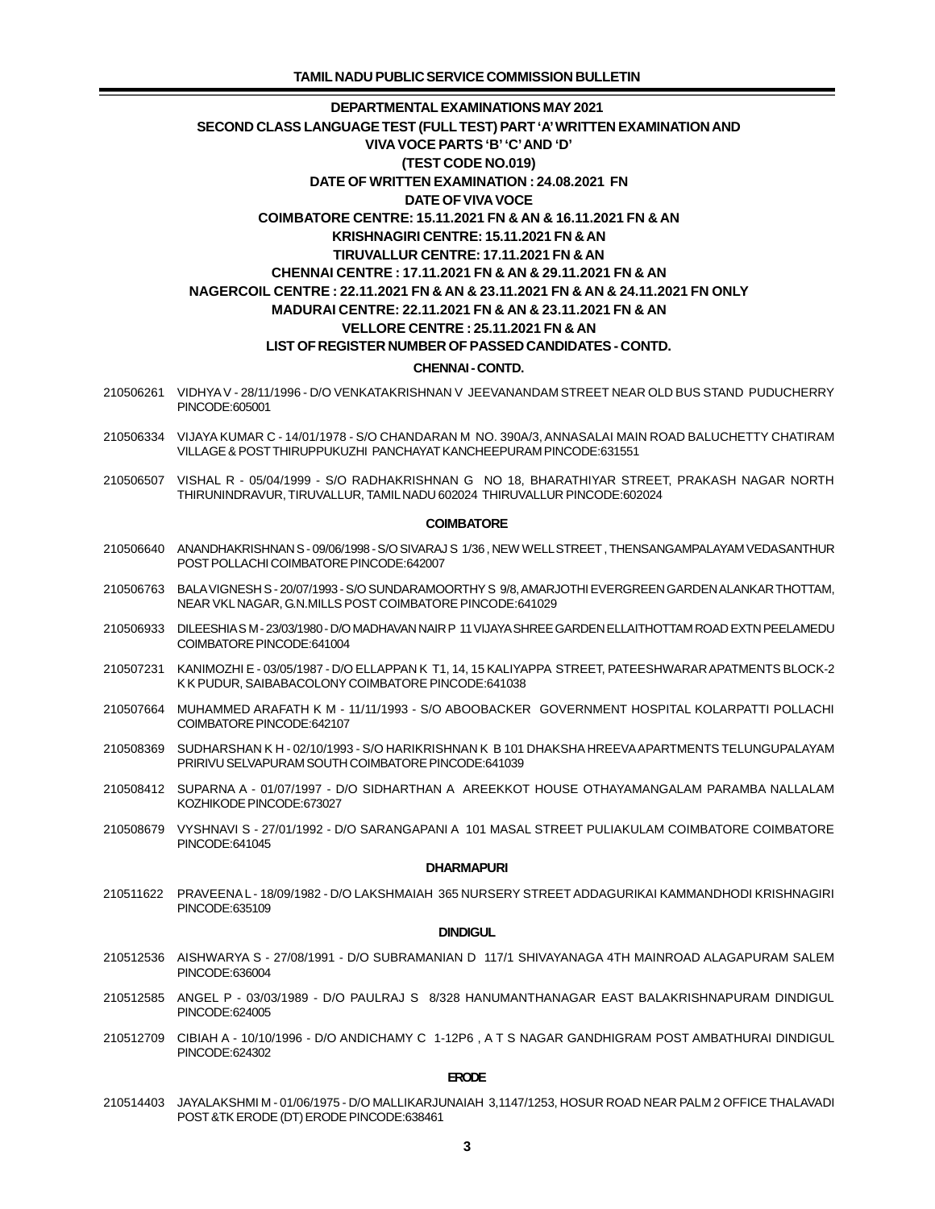## DEPARTMENTAL EXAMINATIONS MAY 2021

## SECOND CLASS LANGUAGE TEST (FULL TEST) PART 'A' WRITTEN EXAMINATION AND VIVA VOCE PARTS 'B' 'C' AND 'D'

## (TEST CODE NO.019)

**DATE OF WRITTEN EXAMINATION : 24.08.2021 FN**

**DATE OF VIVA VOCE**

**COIMBATORE CENTRE: 15.11.2021 FN & AN & 16.11.2021 FN & AN**

**KRISHNAGIRI CENTRE: 15.11.2021 FN & AN**

**TIRUVALLUR CENTRE: 17.11.2021 FN & AN**

**CHENNAI CENTRE : 17.11.2021 FN & AN & 29.11.2021 FN & AN**

**NAGERCOIL CENTRE : 22.11.2021 FN & AN & 23.11.2021 FN & AN & 24.11.2021 FN ONLY**

**MADURAI CENTRE: 22.11.2021 FN & AN & 23.11.2021 FN & AN**

**VELLORE CENTRE : 25.11.2021 FN & AN**

**LIST OF REGISTER NUMBER OF PASSED CANDIDATES - CONTD.**

### CHENNAI - CONTD.

210506261 VIDHYA V - 28/11/1996 - D/O VENKATAKRISHNAN V JEEVANANDAM STREET NEAR OLD BUS STAND PUDUCHERRY PINCODE:605001

210506334 VIJAYA KUMAR C - 14/01/1978 - S/O CHANDARAN M NO. 390A/3, ANNASALAI MAIN ROAD BALUCHETTY CHATIRAM VILLAGE & POST THIRUPPUKUZHI PANCHAYAT KANCHEEPURAM PINCODE:631551

210506507 VISHAL R - 05/04/1999 - S/O RADHAKRISHNAN G NO 18, BHARATHIYAR STREET, PRAKASH NAGAR NORTH THIRUNINDRAVUR, TIRUVALLUR, TAMIL NADU 602024 THIRUVALLUR PINCODE:602024

### COIMBATORE

210506640 ANANDHAKRISHNAN S - 09/06/1998 - S/O SIVARAJ S 1/36 , NEW WELL STREET , THENSANGAMPALAYAM VEDASANTHUR POST POLLACHI COIMBATORE PINCODE:642007

210506763 BALA VIGNESH S - 20/07/1993 - S/O SUNDARAMOORTHY S 9/8, AMARJOTHI EVERGREEN GARDEN ALANKAR THOTTAM, NEAR VKL NAGAR, G.N.MILLS POST COIMBATORE PINCODE:641029

210506933 DILEESHIA S M - 23/03/1980 - D/O MADHAVAN NAIR P 11 VIJAYA SHREE GARDEN ELLAITHOTTAM ROAD EXTN PEELAMEDU COIMBATORE PINCODE:641004

210507231 KANIMOZHI E - 03/05/1987 - D/O ELLAPPAN K T1, 14, 15 KALIYAPPA STREET, PATEESHWARAR APATMENTS BLOCK-2 K K PUDUR, SAIBABACOLONY COIMBATORE PINCODE:641038

210507664 MUHAMMED ARAFATH K M - 11/11/1993 - S/O ABOOBACKER GOVERNMENT HOSPITAL KOLARPATTI POLLACHI COIMBATORE PINCODE:642107

210508369 SUDHARSHAN K H - 02/10/1993 - S/O HARIKRISHNAN K B 101 DHAKSHA HREEVA APARTMENTS TELUNGUPALAYAM PRIRIVU SELVAPURAM SOUTH COIMBATORE PINCODE:641039

210508412 SUPARNA A - 01/07/1997 - D/O SIDHARTHAN A AREEKKOT HOUSE OTHAYAMANGALAM PARAMBA NALLALAM KOZHIKODE PINCODE:673027

210508679 VYSHNAVI S - 27/01/1992 - D/O SARANGAPANI A 101 MASAL STREET PULIAKULAM COIMBATORE COIMBATORE PINCODE:641045

### DHARMAPURI

210511622 PRAVEENA L - 18/09/1982 - D/O LAKSHMAIAH 365 NURSERY STREET ADDAGURIKAI KAMMANDHODI KRISHNAGIRI PINCODE:635109

### DINDIGUL

210512536 AISHWARYA S - 27/08/1991 - D/O SUBRAMANIAN D 117/1 SHIVAYANAGA 4TH MAINROAD ALAGAPURAM SALEM PINCODE:636004

210512585 ANGEL P - 03/03/1989 - D/O PAULRAJ S 8/328 HANUMANTHANAGAR EAST BALAKRISHNAPURAM DINDIGUL PINCODE:624005

210512709 CIBIAH A - 10/10/1996 - D/O ANDICHAMY C 1-12P6 , A T S NAGAR GANDHIGRAM POST AMBATHURAI DINDIGUL PINCODE:624302

### ERODE

210514403 JAYALAKSHMI M - 01/06/1975 - D/O MALLIKARJUNAIAH 3,1147/1253, HOSUR ROAD NEAR PALM 2 OFFICE THALAVADI POST &TK ERODE (DT) ERODE PINCODE:638461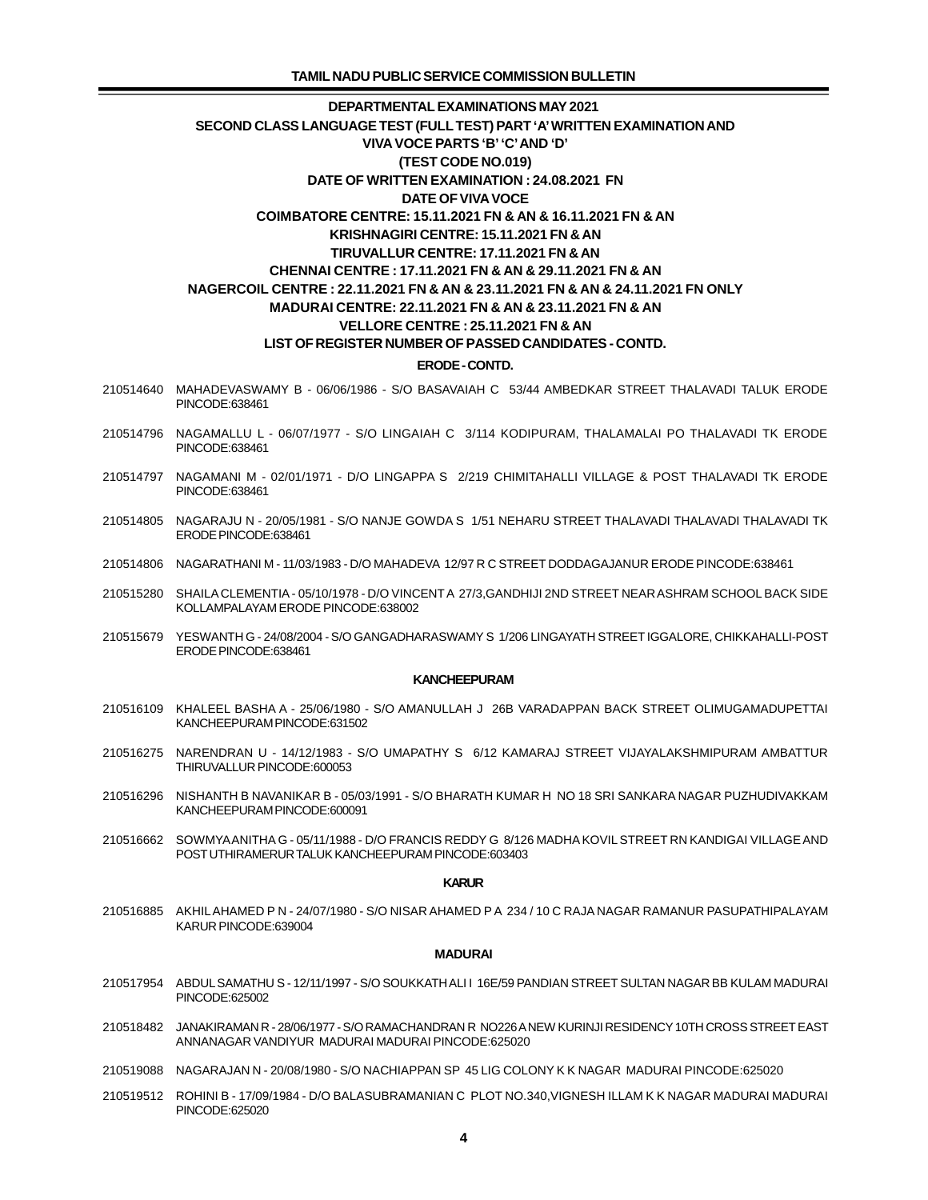# DEPARTMENTAL EXAMINATIONS MAY 2021

## SECOND CLASS LANGUAGE TEST (FULL TEST) PART 'A' WRITTEN EXAMINATION AND VIVA VOCE PARTS 'B' 'C' AND 'D'

### (TEST CODE NO.019)

**DATE OF WRITTEN EXAMINATION : 24.08.2021 FN**

**DATE OF VIVA VOCE**

**COIMBATORE CENTRE: 15.11.2021 FN & AN & 16.11.2021 FN & AN**

**KRISHNAGIRI CENTRE: 15.11.2021 FN & AN**

**TIRUVALLUR CENTRE: 17.11.2021 FN & AN**

**CHENNAI CENTRE : 17.11.2021 FN & AN & 29.11.2021 FN & AN**

**NAGERCOIL CENTRE : 22.11.2021 FN & AN & 23.11.2021 FN & AN & 24.11.2021 FN ONLY**

**MADURAI CENTRE: 22.11.2021 FN & AN & 23.11.2021 FN & AN**

**VELLORE CENTRE : 25.11.2021 FN & AN**

**LIST OF REGISTER NUMBER OF PASSED CANDIDATES - CONTD.**

#### ERODE - CONTD.

210514640 MAHADEVASWAMY B - 06/06/1986 - S/O BASAVAIAH C 53/44 AMBEDKAR STREET THALAVADI TALUK ERODE PINCODE:638461

210514796 NAGAMALLU L - 06/07/1977 - S/O LINGAIAH C 3/114 KODIPURAM, THALAMALAI PO THALAVADI TK ERODE PINCODE:638461

210514797 NAGAMANI M - 02/01/1971 - D/O LINGAPPA S 2/219 CHIMITAHALLI VILLAGE & POST THALAVADI TK ERODE PINCODE:638461

210514805 NAGARAJU N - 20/05/1981 - S/O NANJE GOWDA S 1/51 NEHARU STREET THALAVADI THALAVADI THALAVADI TK ERODE PINCODE:638461

210514806 NAGARATHANI M - 11/03/1983 - D/O MAHADEVA 12/97 R C STREET DODDAGAJANUR ERODE PINCODE:638461

210515280 SHAILA CLEMENTIA - 05/10/1978 - D/O VINCENT A 27/3,GANDHIJI 2ND STREET NEAR ASHRAM SCHOOL BACK SIDE KOLLAMPALAYAM ERODE PINCODE:638002

210515679 YESWANTH G - 24/08/2004 - S/O GANGADHARASWAMY S 1/206 LINGAYATH STREET IGGALORE, CHIKKAHALLI-POST ERODE PINCODE:638461

#### KANCHEEPURAM

210516109 KHALEEL BASHA A - 25/06/1980 - S/O AMANULLAH J 26B VARADAPPAN BACK STREET OLIMUGAMADUPETTAI KANCHEEPURAM PINCODE:631502

210516275 NARENDRAN U - 14/12/1983 - S/O UMAPATHY S 6/12 KAMARAJ STREET VIJAYALAKSHMIPURAM AMBATTUR THIRUVALLUR PINCODE:600053

210516296 NISHANTH B NAVANIKAR B - 05/03/1991 - S/O BHARATH KUMAR H NO 18 SRI SANKARA NAGAR PUZHUDIVAKKAM KANCHEEPURAM PINCODE:600091

210516662 SOWMYA ANITHA G - 05/11/1988 - D/O FRANCIS REDDY G 8/126 MADHA KOVIL STREET RN KANDIGAI VILLAGE AND POST UTHIRAMERUR TALUK KANCHEEPURAM PINCODE:603403

#### KARUR

210516885 AKHIL AHAMED P N - 24/07/1980 - S/O NISAR AHAMED P A 234 / 10 C RAJA NAGAR RAMANUR PASUPATHIPALAYAM KARUR PINCODE:639004

#### MADURAI

210517954 ABDUL SAMATHU S - 12/11/1997 - S/O SOUKKATH ALI I 16E/59 PANDIAN STREET SULTAN NAGAR BB KULAM MADURAI PINCODE:625002

210518482 JANAKIRAMAN R - 28/06/1977 - S/O RAMACHANDRAN R NO226 A NEW KURINJI RESIDENCY 10TH CROSS STREET EAST ANNANAGAR VANDIYUR MADURAI MADURAI PINCODE:625020

210519088 NAGARAJAN N - 20/08/1980 - S/O NACHIAPPAN SP 45 LIG COLONY K K NAGAR MADURAI PINCODE:625020

210519512 ROHINI B - 17/09/1984 - D/O BALASUBRAMANIAN C PLOT NO.340,VIGNESH ILLAM K K NAGAR MADURAI MADURAI PINCODE:625020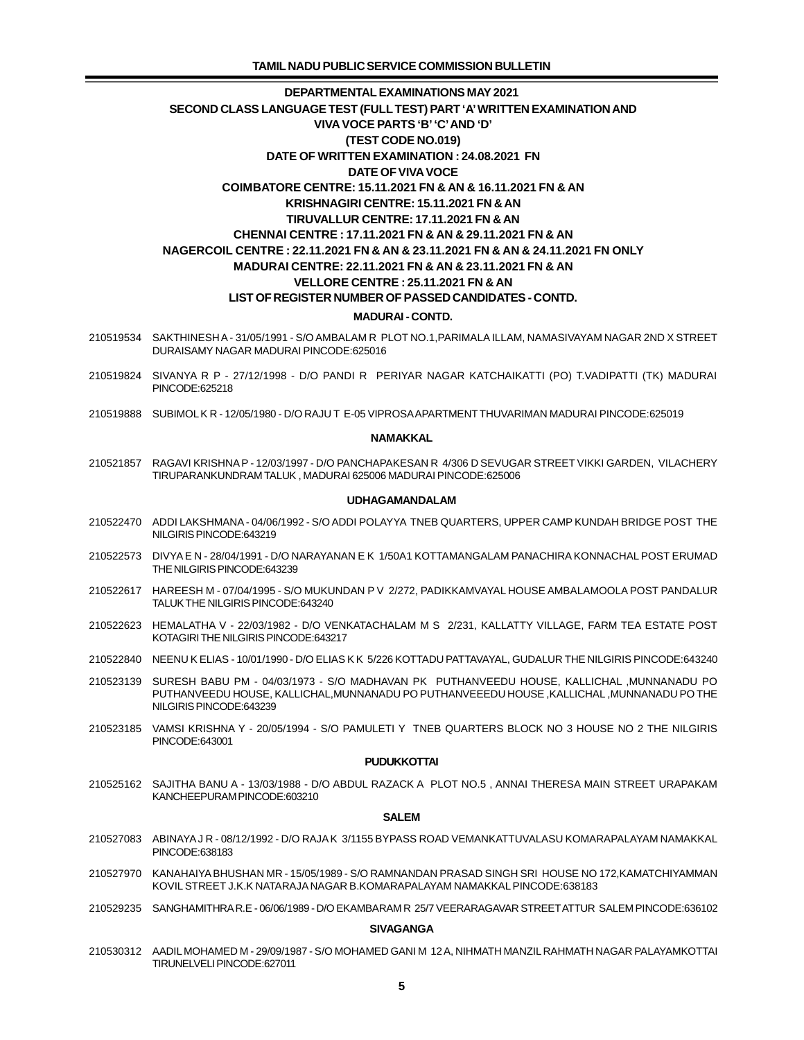## DEPARTMENTAL EXAMINATIONS MAY 2021

## SECOND CLASS LANGUAGE TEST (FULL TEST) PART 'A' WRITTEN EXAMINATION AND VIVA VOCE PARTS 'B' 'C' AND 'D'

## (TEST CODE NO.019)

**DATE OF WRITTEN EXAMINATION : 24.08.2021 FN**

**DATE OF VIVA VOCE**

**COIMBATORE CENTRE: 15.11.2021 FN & AN & 16.11.2021 FN & AN**

**KRISHNAGIRI CENTRE: 15.11.2021 FN & AN**

**TIRUVALLUR CENTRE: 17.11.2021 FN & AN**

**CHENNAI CENTRE : 17.11.2021 FN & AN & 29.11.2021 FN & AN**

**NAGERCOIL CENTRE : 22.11.2021 FN & AN & 23.11.2021 FN & AN & 24.11.2021 FN ONLY**

**MADURAI CENTRE: 22.11.2021 FN & AN & 23.11.2021 FN & AN**

**VELLORE CENTRE : 25.11.2021 FN & AN**

**LIST OF REGISTER NUMBER OF PASSED CANDIDATES - CONTD.**

### MADURAI - CONTD.

210519534 SAKTHINESH A - 31/05/1991 - S/O AMBALAM R PLOT NO.1,PARIMALA ILLAM, NAMASIVAYAM NAGAR 2ND X STREET DURAISAMY NAGAR MADURAI PINCODE:625016

210519824 SIVANYA R P - 27/12/1998 - D/O PANDI R PERIYAR NAGAR KATCHAIKATTI (PO) T.VADIPATTI (TK) MADURAI PINCODE:625218

210519888 SUBIMOL K R - 12/05/1980 - D/O RAJU T E-05 VIPROSA APARTMENT THUVARIMAN MADURAI PINCODE:625019

### NAMAKKAL

210521857 RAGAVI KRISHNA P - 12/03/1997 - D/O PANCHAPAKESAN R 4/306 D SEVUGAR STREET VIKKI GARDEN, VILACHERY TIRUPARANKUNDRAM TALUK , MADURAI 625006 MADURAI PINCODE:625006

### UDHAGAMANDALAM

210522470 ADDI LAKSHMANA - 04/06/1992 - S/O ADDI POLAYYA TNEB QUARTERS, UPPER CAMP KUNDAH BRIDGE POST THE NILGIRIS PINCODE:643219

210522573 DIVYA E N - 28/04/1991 - D/O NARAYANAN E K 1/50A1 KOTTAMANGALAM PANACHIRA KONNACHAL POST ERUMAD THE NILGIRIS PINCODE:643239

210522617 HAREESH M - 07/04/1995 - S/O MUKUNDAN P V 2/272, PADIKKAMVAYAL HOUSE AMBALAMOOLA POST PANDALUR TALUK THE NILGIRIS PINCODE:643240

210522623 HEMALATHA V - 22/03/1982 - D/O VENKATACHALAM M S 2/231, KALLATTY VILLAGE, FARM TEA ESTATE POST KOTAGIRI THE NILGIRIS PINCODE:643217

210522840 NEENU K ELIAS - 10/01/1990 - D/O ELIAS K K 5/226 KOTTADU PATTAVAYAL, GUDALUR THE NILGIRIS PINCODE:643240

210523139 SURESH BABU PM - 04/03/1973 - S/O MADHAVAN PK PUTHANVEEDU HOUSE, KALLICHAL ,MUNNANADU PO PUTHANVEEDU HOUSE, KALLICHAL,MUNNANADU PO PUTHANVEEEDU HOUSE ,KALLICHAL ,MUNNANADU PO THE NILGIRIS PINCODE:643239

210523185 VAMSI KRISHNA Y - 20/05/1994 - S/O PAMULETI Y TNEB QUARTERS BLOCK NO 3 HOUSE NO 2 THE NILGIRIS PINCODE:643001

### PUDUKKOTTAI

210525162 SAJITHA BANU A - 13/03/1988 - D/O ABDUL RAZACK A PLOT NO.5 , ANNAI THERESA MAIN STREET URAPAKAM KANCHEEPURAM PINCODE:603210

### SALEM

210527083 ABINAYA J R - 08/12/1992 - D/O RAJA K 3/1155 BYPASS ROAD VEMANKATTUVALASU KOMARAPALAYAM NAMAKKAL PINCODE:638183

210527970 KANAHAIYA BHUSHAN MR - 15/05/1989 - S/O RAMNANDAN PRASAD SINGH SRI HOUSE NO 172,KAMATCHIYAMMAN KOVIL STREET J.K.K NATARAJA NAGAR B.KOMARAPALAYAM NAMAKKAL PINCODE:638183

210529235 SANGHAMITHRA R.E - 06/06/1989 - D/O EKAMBARAM R 25/7 VEERARAGAVAR STREET ATTUR SALEM PINCODE:636102

### SIVAGANGA

210530312 AADIL MOHAMED M - 29/09/1987 - S/O MOHAMED GANI M 12 A, NIHMATH MANZIL RAHMATH NAGAR PALAYAMKOTTAI TIRUNELVELI PINCODE:627011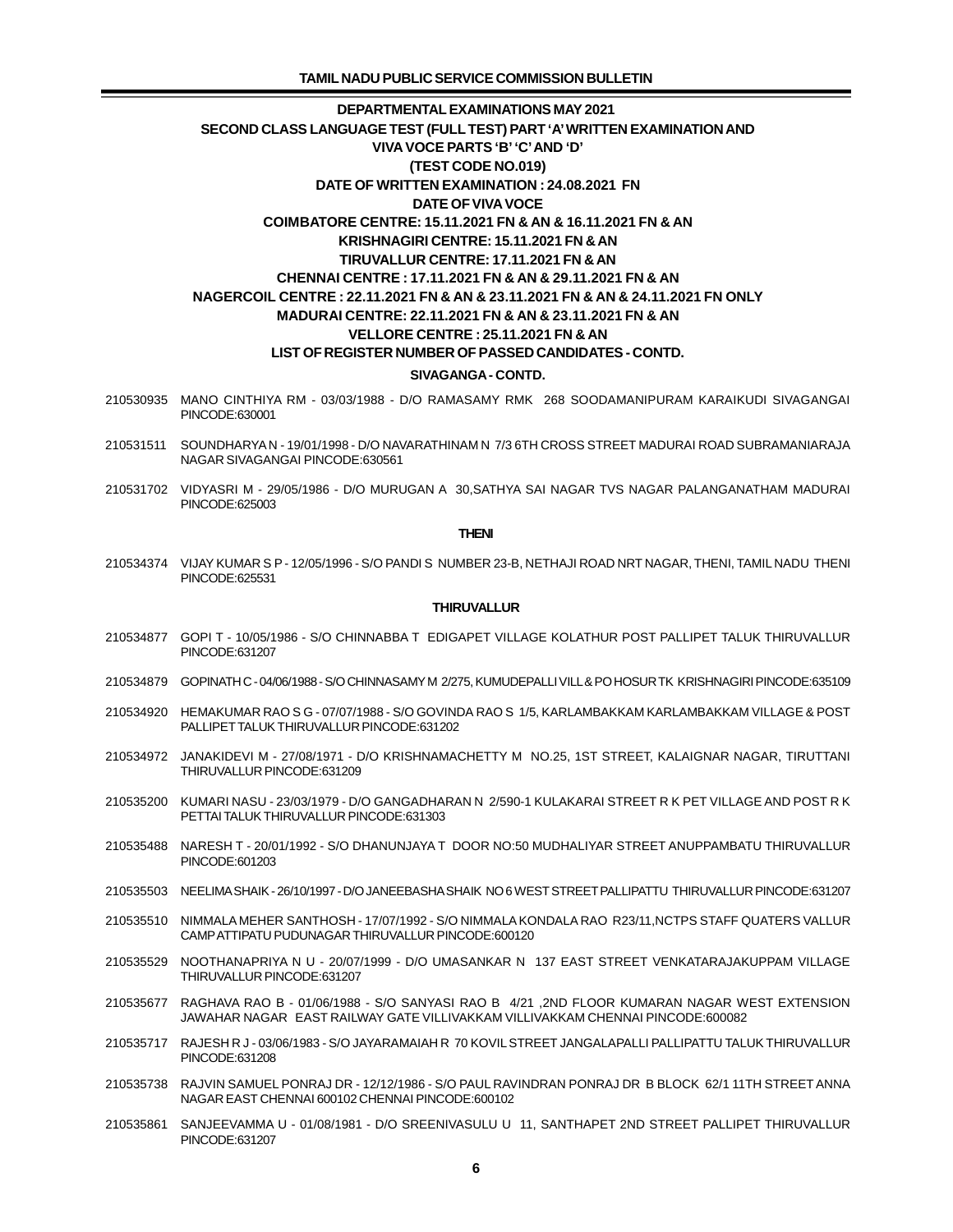**DEPARTMENTAL EXAMINATIONS MAY 2021**

**SECOND CLASS LANGUAGE TEST (FULL TEST) PART 'A' WRITTEN EXAMINATION AND VIVA VOCE PARTS 'B' 'C' AND 'D'**

**(TEST CODE NO.019)**

**DATE OF WRITTEN EXAMINATION : 24.08.2021 FN**

**DATE OF VIVA VOCE**

**COIMBATORE CENTRE: 15.11.2021 FN & AN & 16.11.2021 FN & AN**

**KRISHNAGIRI CENTRE: 15.11.2021 FN & AN**

**TIRUVALLUR CENTRE: 17.11.2021 FN & AN**

**CHENNAI CENTRE : 17.11.2021 FN & AN & 29.11.2021 FN & AN**

**NAGERCOIL CENTRE : 22.11.2021 FN & AN & 23.11.2021 FN & AN & 24.11.2021 FN ONLY**

**MADURAI CENTRE: 22.11.2021 FN & AN & 23.11.2021 FN & AN**

**VELLORE CENTRE : 25.11.2021 FN & AN**

**LIST OF REGISTER NUMBER OF PASSED CANDIDATES - CONTD.**

**SIVAGANGA - CONTD.**

210530935 MANO CINTHIYA RM - 03/03/1988 - D/O RAMASAMY RMK 268 SOODAMANIPURAM KARAIKUDI SIVAGANGAI PINCODE:630001

210531511 SOUNDHARYA N - 19/01/1998 - D/O NAVARATHINAM N 7/3 6TH CROSS STREET MADURAI ROAD SUBRAMANIARAJA NAGAR SIVAGANGAI PINCODE:630561

210531702 VIDYASRI M - 29/05/1986 - D/O MURUGAN A 30,SATHYA SAI NAGAR TVS NAGAR PALANGANATHAM MADURAI PINCODE:625003

**THENI**

210534374 VIJAY KUMAR S P - 12/05/1996 - S/O PANDI S NUMBER 23-B, NETHAJI ROAD NRT NAGAR, THENI, TAMIL NADU THENI PINCODE:625531

**THIRUVALLUR**

210534877 GOPI T - 10/05/1986 - S/O CHINNABBA T EDIGAPET VILLAGE KOLATHUR POST PALLIPET TALUK THIRUVALLUR PINCODE:631207

210534879 GOPINATH C - 04/06/1988 - S/O CHINNASAMY M 2/275, KUMUDEPALLI VILL & PO HOSUR TK KRISHNAGIRI PINCODE:635109

210534920 HEMAKUMAR RAO S G - 07/07/1988 - S/O GOVINDA RAO S 1/5, KARLAMBAKKAM KARLAMBAKKAM VILLAGE & POST PALLIPET TALUK THIRUVALLUR PINCODE:631202

210534972 JANAKIDEVI M - 27/08/1971 - D/O KRISHNAMACHETTY M NO.25, 1ST STREET, KALAIGNAR NAGAR, TIRUTTANI THIRUVALLUR PINCODE:631209

210535200 KUMARI NASU - 23/03/1979 - D/O GANGADHARAN N 2/590-1 KULAKARAI STREET R K PET VILLAGE AND POST R K PETTAI TALUK THIRUVALLUR PINCODE:631303

210535488 NARESH T - 20/01/1992 - S/O DHANUNJAYA T DOOR NO:50 MUDHALIYAR STREET ANUPPAMBATU THIRUVALLUR PINCODE:601203

210535503 NEELIMA SHAIK - 26/10/1997 - D/O JANEEBASHA SHAIK NO 6 WEST STREET PALLIPATTU THIRUVALLUR PINCODE:631207

210535510 NIMMALA MEHER SANTHOSH - 17/07/1992 - S/O NIMMALA KONDALA RAO R23/11,NCTPS STAFF QUATERS VALLUR CAMP ATTIPATU PUDUNAGAR THIRUVALLUR PINCODE:600120

210535529 NOOTHANAPRIYA N U - 20/07/1999 - D/O UMASANKAR N 137 EAST STREET VENKATARAJAKUPPAM VILLAGE THIRUVALLUR PINCODE:631207

210535677 RAGHAVA RAO B - 01/06/1988 - S/O SANYASI RAO B 4/21 ,2ND FLOOR KUMARAN NAGAR WEST EXTENSION JAWAHAR NAGAR EAST RAILWAY GATE VILLIVAKKAM VILLIVAKKAM CHENNAI PINCODE:600082

210535717 RAJESH R J - 03/06/1983 - S/O JAYARAMAIAH R 70 KOVIL STREET JANGALAPALLI PALLIPATTU TALUK THIRUVALLUR PINCODE:631208

210535738 RAJVIN SAMUEL PONRAJ DR - 12/12/1986 - S/O PAUL RAVINDRAN PONRAJ DR B BLOCK 62/1 11TH STREET ANNA NAGAR EAST CHENNAI 600102 CHENNAI PINCODE:600102

210535861 SANJEEVAMMA U - 01/08/1981 - D/O SREENIVASULU U 11, SANTHAPET 2ND STREET PALLIPET THIRUVALLUR PINCODE:631207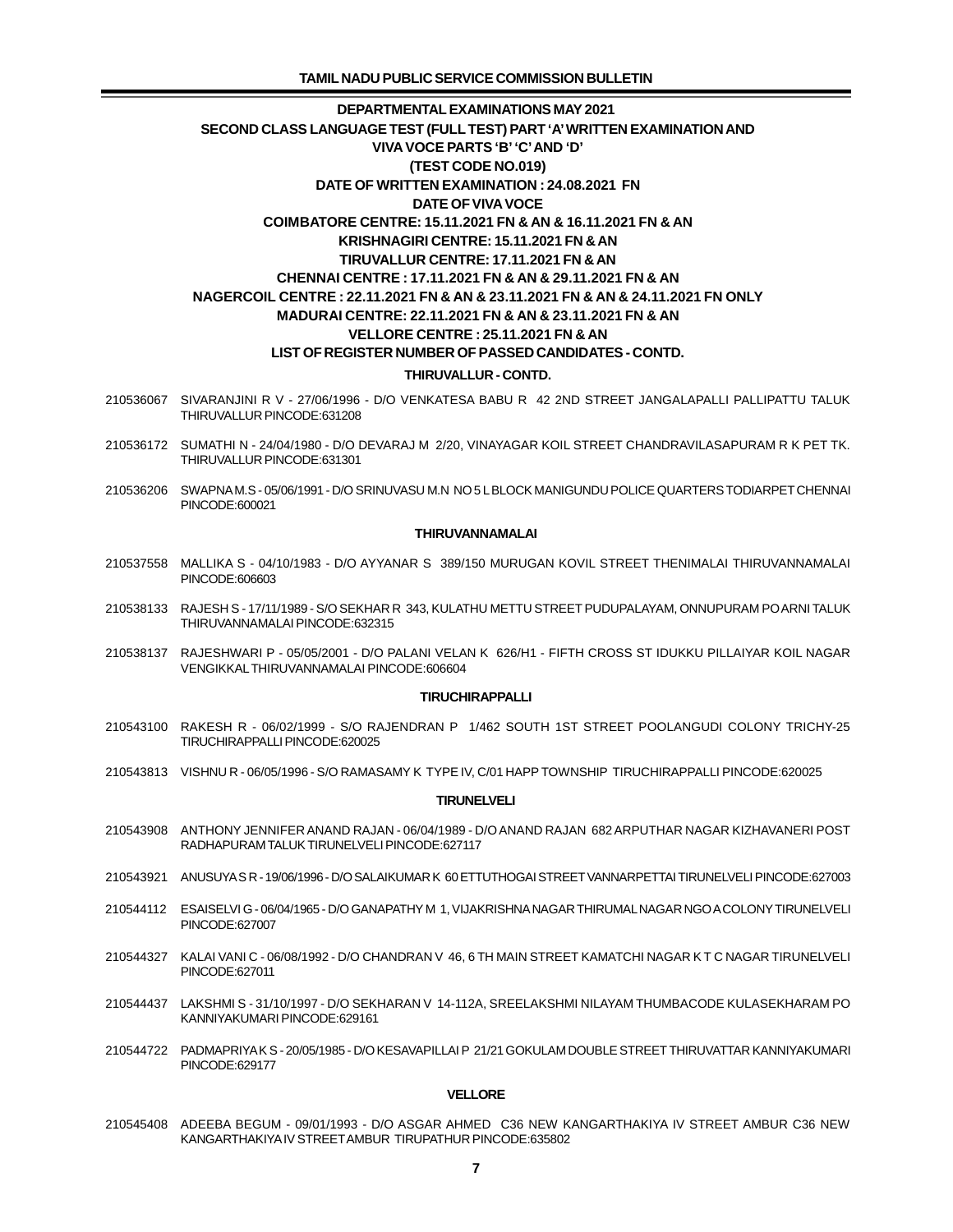**DEPARTMENTAL EXAMINATIONS MAY 2021**

**SECOND CLASS LANGUAGE TEST (FULL TEST) PART 'A' WRITTEN EXAMINATION AND VIVA VOCE PARTS 'B' 'C' AND 'D'**

**(TEST CODE NO.019)**

**DATE OF WRITTEN EXAMINATION : 24.08.2021 FN**

**DATE OF VIVA VOCE**

**COIMBATORE CENTRE: 15.11.2021 FN & AN & 16.11.2021 FN & AN**

**KRISHNAGIRI CENTRE: 15.11.2021 FN & AN**

**TIRUVALLUR CENTRE: 17.11.2021 FN & AN**

**CHENNAI CENTRE : 17.11.2021 FN & AN & 29.11.2021 FN & AN**

**NAGERCOIL CENTRE : 22.11.2021 FN & AN & 23.11.2021 FN & AN & 24.11.2021 FN ONLY**

**MADURAI CENTRE: 22.11.2021 FN & AN & 23.11.2021 FN & AN**

**VELLORE CENTRE : 25.11.2021 FN & AN**

**LIST OF REGISTER NUMBER OF PASSED CANDIDATES - CONTD.**

**THIRUVALLUR - CONTD.**

210536067 SIVARANJINI R V - 27/06/1996 - D/O VENKATESA BABU R 42 2ND STREET JANGALAPALLI PALLIPATTU TALUK THIRUVALLUR PINCODE:631208

210536172 SUMATHI N - 24/04/1980 - D/O DEVARAJ M 2/20, VINAYAGAR KOIL STREET CHANDRAVILASAPURAM R K PET TK. THIRUVALLUR PINCODE:631301

210536206 SWAPNA M.S - 05/06/1991 - D/O SRINUVASU M.N NO 5 L BLOCK MANIGUNDU POLICE QUARTERS TODIARPET CHENNAI PINCODE:600021

**THIRUVANNAMALAI**

210537558 MALLIKA S - 04/10/1983 - D/O AYYANAR S 389/150 MURUGAN KOVIL STREET THENIMALAI THIRUVANNAMALAI PINCODE:606603

210538133 RAJESH S - 17/11/1989 - S/O SEKHAR R 343, KULATHU METTU STREET PUDUPALAYAM, ONNUPURAM PO ARNI TALUK THIRUVANNAMALAI PINCODE:632315

210538137 RAJESHWARI P - 05/05/2001 - D/O PALANI VELAN K 626/H1 - FIFTH CROSS ST IDUKKU PILLAIYAR KOIL NAGAR VENGIKKAL THIRUVANNAMALAI PINCODE:606604

**TIRUCHIRAPPALLI**

210543100 RAKESH R - 06/02/1999 - S/O RAJENDRAN P 1/462 SOUTH 1ST STREET POOLANGUDI COLONY TRICHY-25 TIRUCHIRAPPALLI PINCODE:620025

210543813 VISHNU R - 06/05/1996 - S/O RAMASAMY K TYPE IV, C/01 HAPP TOWNSHIP TIRUCHIRAPPALLI PINCODE:620025

**TIRUNELVELI**

210543908 ANTHONY JENNIFER ANAND RAJAN - 06/04/1989 - D/O ANAND RAJAN 682 ARPUTHAR NAGAR KIZHAVANERI POST RADHAPURAM TALUK TIRUNELVELI PINCODE:627117

210543921 ANUSUYA S R - 19/06/1996 - D/O SALAIKUMAR K 60 ETTUTHOGAI STREET VANNARPETTAI TIRUNELVELI PINCODE:627003

210544112 ESAISELVI G - 06/04/1965 - D/O GANAPATHY M 1, VIJAKRISHNA NAGAR THIRUMAL NAGAR NGO A COLONY TIRUNELVELI PINCODE:627007

210544327 KALAI VANI C - 06/08/1992 - D/O CHANDRAN V 46, 6 TH MAIN STREET KAMATCHI NAGAR K T C NAGAR TIRUNELVELI PINCODE:627011

210544437 LAKSHMI S - 31/10/1997 - D/O SEKHARAN V 14-112A, SREELAKSHMI NILAYAM THUMBACODE KULASEKHARAM PO KANNIYAKUMARI PINCODE:629161

210544722 PADMAPRIYA K S - 20/05/1985 - D/O KESAVAPILLAI P 21/21 GOKULAM DOUBLE STREET THIRUVATTAR KANNIYAKUMARI PINCODE:629177

**VELLORE**

210545408 ADEEBA BEGUM - 09/01/1993 - D/O ASGAR AHMED C36 NEW KANGARTHAKIYA IV STREET AMBUR C36 NEW KANGARTHAKIYA IV STREET AMBUR TIRUPATHUR PINCODE:635802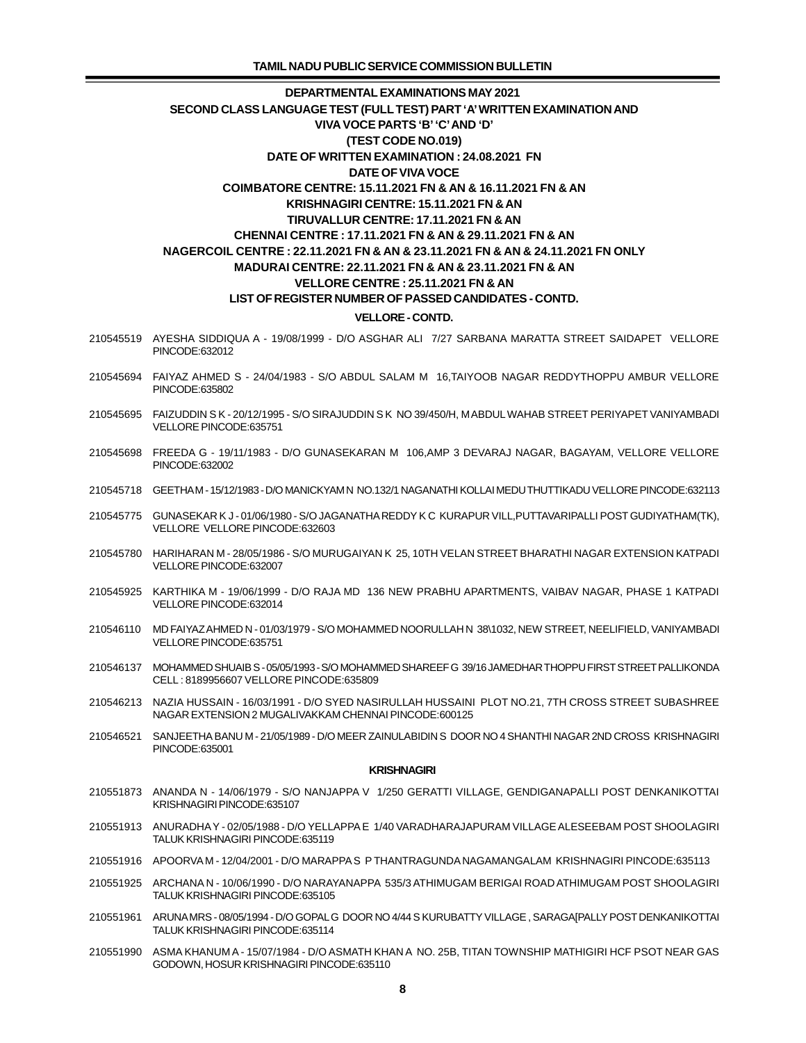## DEPARTMENTAL EXAMINATIONS MAY 2021

## SECOND CLASS LANGUAGE TEST (FULL TEST) PART 'A' WRITTEN EXAMINATION AND VIVA VOCE PARTS 'B' 'C' AND 'D'

### (TEST CODE NO.019)

### DATE OF WRITTEN EXAMINATION : 24.08.2021 FN

### DATE OF VIVA VOCE

**COIMBATORE CENTRE: 15.11.2021 FN & AN & 16.11.2021 FN & AN**

**KRISHNAGIRI CENTRE: 15.11.2021 FN & AN**

**TIRUVALLUR CENTRE: 17.11.2021 FN & AN**

**CHENNAI CENTRE : 17.11.2021 FN & AN & 29.11.2021 FN & AN**

**NAGERCOIL CENTRE : 22.11.2021 FN & AN & 23.11.2021 FN & AN & 24.11.2021 FN ONLY**

**MADURAI CENTRE: 22.11.2021 FN & AN & 23.11.2021 FN & AN**

**VELLORE CENTRE : 25.11.2021 FN & AN**

### LIST OF REGISTER NUMBER OF PASSED CANDIDATES - CONTD.

#### VELLORE - CONTD.

210545519 AYESHA SIDDIQUA A - 19/08/1999 - D/O ASGHAR ALI 7/27 SARBANA MARATTA STREET SAIDAPET VELLORE PINCODE:632012

210545694 FAIYAZ AHMED S - 24/04/1983 - S/O ABDUL SALAM M 16,TAIYOOB NAGAR REDDYTHOPPU AMBUR VELLORE PINCODE:635802

210545695 FAIZUDDIN S K - 20/12/1995 - S/O SIRAJUDDIN S K NO 39/450/H, M ABDUL WAHAB STREET PERIYAPET VANIYAMBADI VELLORE PINCODE:635751

210545698 FREEDA G - 19/11/1983 - D/O GUNASEKARAN M 106,AMP 3 DEVARAJ NAGAR, BAGAYAM, VELLORE VELLORE PINCODE:632002

210545718 GEETHA M - 15/12/1983 - D/O MANICKYAM N NO.132/1 NAGANATHI KOLLAI MEDU THUTTIKADU VELLORE PINCODE:632113

210545775 GUNASEKAR K J - 01/06/1980 - S/O JAGANATHA REDDY K C KURAPUR VILL,PUTTAVARIPALLI POST GUDIYATHAM(TK), VELLORE VELLORE PINCODE:632603

210545780 HARIHARAN M - 28/05/1986 - S/O MURUGAIYAN K 25, 10TH VELAN STREET BHARATHI NAGAR EXTENSION KATPADI VELLORE PINCODE:632007

210545925 KARTHIKA M - 19/06/1999 - D/O RAJA MD 136 NEW PRABHU APARTMENTS, VAIBAV NAGAR, PHASE 1 KATPADI VELLORE PINCODE:632014

210546110 MD FAIYAZ AHMED N - 01/03/1979 - S/O MOHAMMED NOORULLAH N 38\1032, NEW STREET, NEELIFIELD, VANIYAMBADI VELLORE PINCODE:635751

210546137 MOHAMMED SHUAIB S - 05/05/1993 - S/O MOHAMMED SHAREEF G 39/16 JAMEDHAR THOPPU FIRST STREET PALLIKONDA CELL : 8189956607 VELLORE PINCODE:635809

210546213 NAZIA HUSSAIN - 16/03/1991 - D/O SYED NASIRULLAH HUSSAINI PLOT NO.21, 7TH CROSS STREET SUBASHREE NAGAR EXTENSION 2 MUGALIVAKKAM CHENNAI PINCODE:600125

210546521 SANJEETHA BANU M - 21/05/1989 - D/O MEER ZAINULABIDIN S DOOR NO 4 SHANTHI NAGAR 2ND CROSS KRISHNAGIRI PINCODE:635001

#### KRISHNAGIRI

210551873 ANANDA N - 14/06/1979 - S/O NANJAPPA V 1/250 GERATTI VILLAGE, GENDIGANAPALLI POST DENKANIKOTTAI KRISHNAGIRI PINCODE:635107

210551913 ANURADHA Y - 02/05/1988 - D/O YELLAPPA E 1/40 VARADHARAJAPURAM VILLAGE ALESEEBAM POST SHOOLAGIRI TALUK KRISHNAGIRI PINCODE:635119

210551916 APOORVA M - 12/04/2001 - D/O MARAPPA S P THANTRAGUNDA NAGAMANGALAM KRISHNAGIRI PINCODE:635113

210551925 ARCHANA N - 10/06/1990 - D/O NARAYANAPPA 535/3 ATHIMUGAM BERIGAI ROAD ATHIMUGAM POST SHOOLAGIRI TALUK KRISHNAGIRI PINCODE:635105

210551961 ARUNA MRS - 08/05/1994 - D/O GOPAL G DOOR NO 4/44 S KURUBATTY VILLAGE , SARAGA[PALLY POST DENKANIKOTTAI TALUK KRISHNAGIRI PINCODE:635114

210551990 ASMA KHANUM A - 15/07/1984 - D/O ASMATH KHAN A NO. 25B, TITAN TOWNSHIP MATHIGIRI HCF PSOT NEAR GAS GODOWN, HOSUR KRISHNAGIRI PINCODE:635110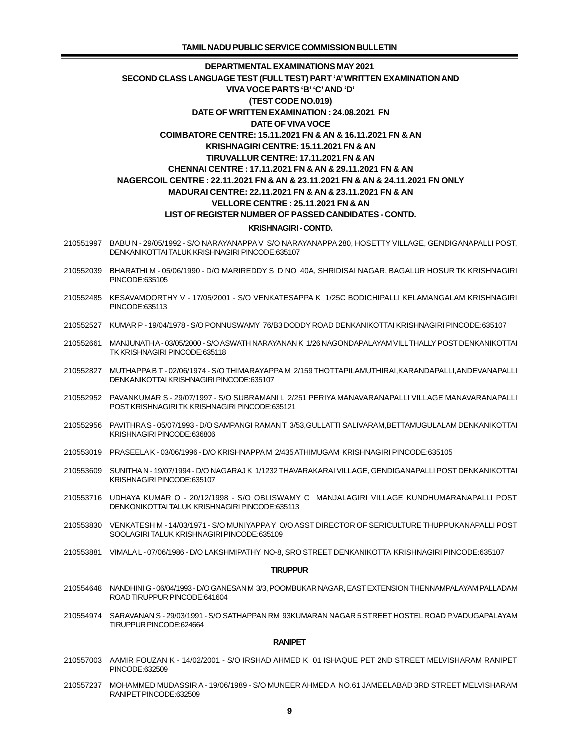## DEPARTMENTAL EXAMINATIONS MAY 2021

## SECOND CLASS LANGUAGE TEST (FULL TEST) PART 'A' WRITTEN EXAMINATION AND VIVA VOCE PARTS 'B' 'C' AND 'D'

## (TEST CODE NO.019)

**DATE OF WRITTEN EXAMINATION : 24.08.2021 FN**

**DATE OF VIVA VOCE**

**COIMBATORE CENTRE: 15.11.2021 FN & AN & 16.11.2021 FN & AN**

**KRISHNAGIRI CENTRE: 15.11.2021 FN & AN**

**TIRUVALLUR CENTRE: 17.11.2021 FN & AN**

**CHENNAI CENTRE : 17.11.2021 FN & AN & 29.11.2021 FN & AN**

**NAGERCOIL CENTRE : 22.11.2021 FN & AN & 23.11.2021 FN & AN & 24.11.2021 FN ONLY**

**MADURAI CENTRE: 22.11.2021 FN & AN & 23.11.2021 FN & AN**

**VELLORE CENTRE : 25.11.2021 FN & AN**

**LIST OF REGISTER NUMBER OF PASSED CANDIDATES - CONTD.**

### KRISHNAGIRI - CONTD.

210551997 BABU N - 29/05/1992 - S/O NARAYANAPPA V S/O NARAYANAPPA 280, HOSETTY VILLAGE, GENDIGANAPALLI POST, DENKANIKOTTAI TALUK KRISHNAGIRI PINCODE:635107

210552039 BHARATHI M - 05/06/1990 - D/O MARIREDDY S D NO 40A, SHRIDISAI NAGAR, BAGALUR HOSUR TK KRISHNAGIRI PINCODE:635105

210552485 KESAVAMOORTHY V - 17/05/2001 - S/O VENKATESAPPA K 1/25C BODICHIPALLI KELAMANGALAM KRISHNAGIRI PINCODE:635113

210552527 KUMAR P - 19/04/1978 - S/O PONNUSWAMY 76/B3 DODDY ROAD DENKANIKOTTAI KRISHNAGIRI PINCODE:635107

210552661 MANJUNATH A - 03/05/2000 - S/O ASWATH NARAYANAN K 1/26 NAGONDAPALAYAM VILL THALLY POST DENKANIKOTTAI TK KRISHNAGIRI PINCODE:635118

210552827 MUTHAPPA B T - 02/06/1974 - S/O THIMARAYAPPA M 2/159 THOTTAPILAMUTHIRAI,KARANDAPALLI,ANDEVANAPALLI DENKANIKOTTAI KRISHNAGIRI PINCODE:635107

210552952 PAVANKUMAR S - 29/07/1997 - S/O SUBRAMANI L 2/251 PERIYA MANAVARANAPALLI VILLAGE MANAVARANAPALLI POST KRISHNAGIRI TK KRISHNAGIRI PINCODE:635121

210552956 PAVITHRA S - 05/07/1993 - D/O SAMPANGI RAMAN T 3/53,GULLATTI SALIVARAM,BETTAMUGULALAM DENKANIKOTTAI KRISHNAGIRI PINCODE:636806

210553019 PRASEELA K - 03/06/1996 - D/O KRISHNAPPA M 2/435 ATHIMUGAM KRISHNAGIRI PINCODE:635105

210553609 SUNITHA N - 19/07/1994 - D/O NAGARAJ K 1/1232 THAVARAKARAI VILLAGE, GENDIGANAPALLI POST DENKANIKOTTAI KRISHNAGIRI PINCODE:635107

210553716 UDHAYA KUMAR O - 20/12/1998 - S/O OBLISWAMY C MANJALAGIRI VILLAGE KUNDHUMARANAPALLI POST DENKONIKOTTAI TALUK KRISHNAGIRI PINCODE:635113

210553830 VENKATESH M - 14/03/1971 - S/O MUNIYAPPA Y O/O ASST DIRECTOR OF SERICULTURE THUPPUKANAPALLI POST SOOLAGIRI TALUK KRISHNAGIRI PINCODE:635109

210553881 VIMALA L - 07/06/1986 - D/O LAKSHMIPATHY NO-8, SRO STREET DENKANIKOTTA KRISHNAGIRI PINCODE:635107

### TIRUPPUR

210554648 NANDHINI G - 06/04/1993 - D/O GANESAN M 3/3, POOMBUKAR NAGAR, EAST EXTENSION THENNAMPALAYAM PALLADAM ROAD TIRUPPUR PINCODE:641604

210554974 SARAVANAN S - 29/03/1991 - S/O SATHAPPAN RM 93KUMARAN NAGAR 5 STREET HOSTEL ROAD P.VADUGAPALAYAM TIRUPPUR PINCODE:624664

### RANIPET

210557003 AAMIR FOUZAN K - 14/02/2001 - S/O IRSHAD AHMED K 01 ISHAQUE PET 2ND STREET MELVISHARAM RANIPET PINCODE:632509

210557237 MOHAMMED MUDASSIR A - 19/06/1989 - S/O MUNEER AHMED A NO.61 JAMEELABAD 3RD STREET MELVISHARAM RANIPET PINCODE:632509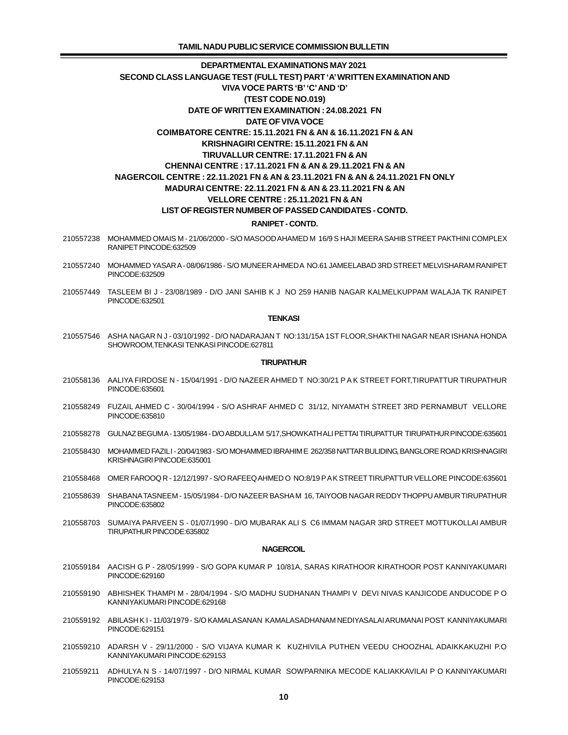## DEPARTMENTAL EXAMINATIONS MAY 2021

## SECOND CLASS LANGUAGE TEST (FULL TEST) PART 'A' WRITTEN EXAMINATION AND VIVA VOCE PARTS 'B' 'C' AND 'D'

## (TEST CODE NO.019)

**DATE OF WRITTEN EXAMINATION : 24.08.2021 FN**

**DATE OF VIVA VOCE**

**COIMBATORE CENTRE: 15.11.2021 FN & AN & 16.11.2021 FN & AN**

**KRISHNAGIRI CENTRE: 15.11.2021 FN & AN**

**TIRUVALLUR CENTRE: 17.11.2021 FN & AN**

**CHENNAI CENTRE : 17.11.2021 FN & AN & 29.11.2021 FN & AN**

**NAGERCOIL CENTRE : 22.11.2021 FN & AN & 23.11.2021 FN & AN & 24.11.2021 FN ONLY**

**MADURAI CENTRE: 22.11.2021 FN & AN & 23.11.2021 FN & AN**

**VELLORE CENTRE : 25.11.2021 FN & AN**

**LIST OF REGISTER NUMBER OF PASSED CANDIDATES - CONTD.**

### RANIPET - CONTD.

210557238 MOHAMMED OMAIS M - 21/06/2000 - S/O MASOOD AHAMED M 16/9 S HAJI MEERA SAHIB STREET PAKTHINI COMPLEX RANIPET PINCODE:632509

210557240 MOHAMMED YASAR A - 08/06/1986 - S/O MUNEER AHMED A NO.61 JAMEELABAD 3RD STREET MELVISHARAM RANIPET PINCODE:632509

210557449 TASLEEM BI J - 23/08/1989 - D/O JANI SAHIB K J NO 259 HANIB NAGAR KALMELKUPPAM WALAJA TK RANIPET PINCODE:632501

### TENKASI

210557546 ASHA NAGAR N J - 03/10/1992 - D/O NADARAJAN T NO:131/15A 1ST FLOOR,SHAKTHI NAGAR NEAR ISHANA HONDA SHOWROOM,TENKASI TENKASI PINCODE:627811

### TIRUPATHUR

210558136 AALIYA FIRDOSE N - 15/04/1991 - D/O NAZEER AHMED T NO:30/21 P A K STREET FORT,TIRUPATTUR TIRUPATHUR PINCODE:635601

210558249 FUZAIL AHMED C - 30/04/1994 - S/O ASHRAF AHMED C 31/12, NIYAMATH STREET 3RD PERNAMBUT VELLORE PINCODE:635810

210558278 GULNAZ BEGUM A - 13/05/1984 - D/O ABDULLA M 5/17,SHOWKATH ALI PETTAI TIRUPATTUR TIRUPATHUR PINCODE:635601

210558430 MOHAMMED FAZIL I - 20/04/1983 - S/O MOHAMMED IBRAHIM E 262/358 NATTAR BULIDING, BANGLORE ROAD KRISHNAGIRI KRISHNAGIRI PINCODE:635001

210558468 OMER FAROOQ R - 12/12/1997 - S/O RAFEEQ AHMED O NO:8/19 P A K STREET TIRUPATTUR VELLORE PINCODE:635601

210558639 SHABANA TASNEEM - 15/05/1984 - D/O NAZEER BASHA M 16, TAIYOOB NAGAR REDDY THOPPU AMBUR TIRUPATHUR PINCODE:635802

210558703 SUMAIYA PARVEEN S - 01/07/1990 - D/O MUBARAK ALI S C6 IMMAM NAGAR 3RD STREET MOTTUKOLLAI AMBUR TIRUPATHUR PINCODE:635802

### NAGERCOIL

210559184 AACISH G P - 28/05/1999 - S/O GOPA KUMAR P 10/81A, SARAS KIRATHOOR KIRATHOOR POST KANNIYAKUMARI PINCODE:629160

210559190 ABHISHEK THAMPI M - 28/04/1994 - S/O MADHU SUDHANAN THAMPI V DEVI NIVAS KANJICODE ANDUCODE P O KANNIYAKUMARI PINCODE:629168

210559192 ABILASH K I - 11/03/1979 - S/O KAMALASANAN KAMALASADHANAM NEDIYASALAI ARUMANAI POST KANNIYAKUMARI PINCODE:629151

210559210 ADARSH V - 29/11/2000 - S/O VIJAYA KUMAR K KUZHIVILA PUTHEN VEEDU CHOOZHAL ADAIKKAKUZHI P.O KANNIYAKUMARI PINCODE:629153

210559211 ADHULYA N S - 14/07/1997 - D/O NIRMAL KUMAR SOWPARNIKA MECODE KALIAKKAVILAI P O KANNIYAKUMARI PINCODE:629153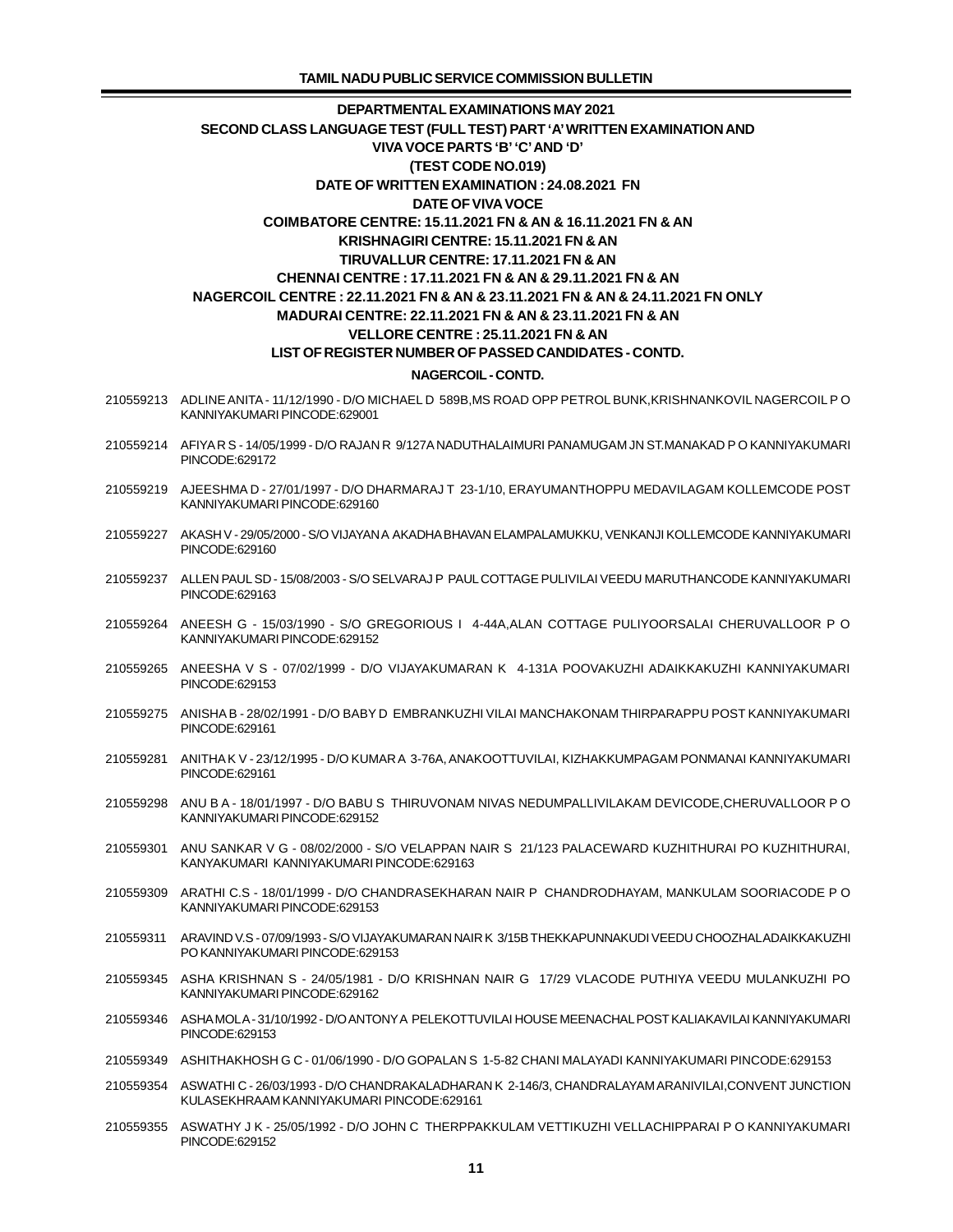## DEPARTMENTAL EXAMINATIONS MAY 2021

### SECOND CLASS LANGUAGE TEST (FULL TEST) PART 'A' WRITTEN EXAMINATION AND VIVA VOCE PARTS 'B' 'C' AND 'D'

### (TEST CODE NO.019)

**DATE OF WRITTEN EXAMINATION : 24.08.2021 FN**

**DATE OF VIVA VOCE**

**COIMBATORE CENTRE: 15.11.2021 FN & AN & 16.11.2021 FN & AN**

**KRISHNAGIRI CENTRE: 15.11.2021 FN & AN**

**TIRUVALLUR CENTRE: 17.11.2021 FN & AN**

**CHENNAI CENTRE : 17.11.2021 FN & AN & 29.11.2021 FN & AN**

**NAGERCOIL CENTRE : 22.11.2021 FN & AN & 23.11.2021 FN & AN & 24.11.2021 FN ONLY**

**MADURAI CENTRE: 22.11.2021 FN & AN & 23.11.2021 FN & AN**

**VELLORE CENTRE : 25.11.2021 FN & AN**

**LIST OF REGISTER NUMBER OF PASSED CANDIDATES - CONTD.**

**NAGERCOIL - CONTD.**

210559213 ADLINE ANITA - 11/12/1990 - D/O MICHAEL D 589B,MS ROAD OPP PETROL BUNK,KRISHNANKOVIL NAGERCOIL P O KANNIYAKUMARI PINCODE:629001

210559214 AFIYA R S - 14/05/1999 - D/O RAJAN R 9/127A NADUTHALAIMURI PANAMUGAM JN ST.MANAKAD P O KANNIYAKUMARI PINCODE:629172

210559219 AJEESHMA D - 27/01/1997 - D/O DHARMARAJ T 23-1/10, ERAYUMANTHOPPU MEDAVILAGAM KOLLEMCODE POST KANNIYAKUMARI PINCODE:629160

210559227 AKASH V - 29/05/2000 - S/O VIJAYAN A AKADHA BHAVAN ELAMPALAMUKKU, VENKANJI KOLLEMCODE KANNIYAKUMARI PINCODE:629160

210559237 ALLEN PAUL SD - 15/08/2003 - S/O SELVARAJ P PAUL COTTAGE PULIVILAI VEEDU MARUTHANCODE KANNIYAKUMARI PINCODE:629163

210559264 ANEESH G - 15/03/1990 - S/O GREGORIOUS I 4-44A,ALAN COTTAGE PULIYOORSALAI CHERUVALLOOR P O KANNIYAKUMARI PINCODE:629152

210559265 ANEESHA V S - 07/02/1999 - D/O VIJAYAKUMARAN K 4-131A POOVAKUZHI ADAIKKAKUZHI KANNIYAKUMARI PINCODE:629153

210559275 ANISHA B - 28/02/1991 - D/O BABY D EMBRANKUZHI VILAI MANCHAKONAM THIRPARAPPU POST KANNIYAKUMARI PINCODE:629161

210559281 ANITHA K V - 23/12/1995 - D/O KUMAR A 3-76A, ANAKOOTTUVILAI, KIZHAKKUMPAGAM PONMANAI KANNIYAKUMARI PINCODE:629161

210559298 ANU B A - 18/01/1997 - D/O BABU S THIRUVONAM NIVAS NEDUMPALLIVILAKAM DEVICODE,CHERUVALLOOR P O KANNIYAKUMARI PINCODE:629152

210559301 ANU SANKAR V G - 08/02/2000 - S/O VELAPPAN NAIR S 21/123 PALACEWARD KUZHITHURAI PO KUZHITHURAI, KANYAKUMARI KANNIYAKUMARI PINCODE:629163

210559309 ARATHI C.S - 18/01/1999 - D/O CHANDRASEKHARAN NAIR P CHANDRODHAYAM, MANKULAM SOORIACODE P O KANNIYAKUMARI PINCODE:629153

210559311 ARAVIND V.S - 07/09/1993 - S/O VIJAYAKUMARAN NAIR K 3/15B THEKKAPUNNAKUDI VEEDU CHOOZHALADAIKKAKUZHI PO KANNIYAKUMARI PINCODE:629153

210559345 ASHA KRISHNAN S - 24/05/1981 - D/O KRISHNAN NAIR G 17/29 VLACODE PUTHIYA VEEDU MULANKUZHI PO KANNIYAKUMARI PINCODE:629162

210559346 ASHA MOL A - 31/10/1992 - D/O ANTONY A PELEKOTTUVILAI HOUSE MEENACHAL POST KALIAKAVILAI KANNIYAKUMARI PINCODE:629153

210559349 ASHITHAKHOSH G C - 01/06/1990 - D/O GOPALAN S 1-5-82 CHANI MALAYADI KANNIYAKUMARI PINCODE:629153

210559354 ASWATHI C - 26/03/1993 - D/O CHANDRAKALADHARAN K 2-146/3, CHANDRALAYAM ARANIVILAI,CONVENT JUNCTION KULASEKHRAAM KANNIYAKUMARI PINCODE:629161

210559355 ASWATHY J K - 25/05/1992 - D/O JOHN C THERPPAKKULAM VETTIKUZHI VELLACHIPPARAI P O KANNIYAKUMARI PINCODE:629152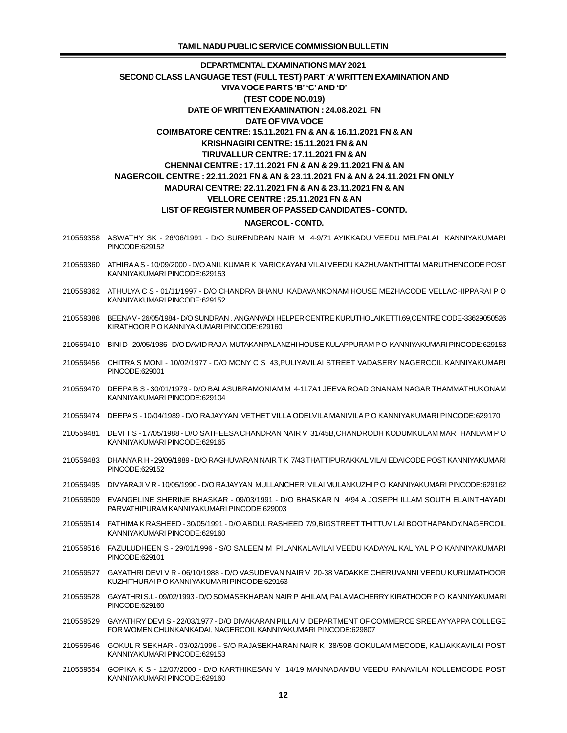## DEPARTMENTAL EXAMINATIONS MAY 2021

### SECOND CLASS LANGUAGE TEST (FULL TEST) PART 'A' WRITTEN EXAMINATION AND VIVA VOCE PARTS 'B' 'C' AND 'D'

### (TEST CODE NO.019)

**DATE OF WRITTEN EXAMINATION : 24.08.2021 FN**

**DATE OF VIVA VOCE**

**COIMBATORE CENTRE: 15.11.2021 FN & AN & 16.11.2021 FN & AN**

**KRISHNAGIRI CENTRE: 15.11.2021 FN & AN**

**TIRUVALLUR CENTRE: 17.11.2021 FN & AN**

**CHENNAI CENTRE : 17.11.2021 FN & AN & 29.11.2021 FN & AN**

**NAGERCOIL CENTRE : 22.11.2021 FN & AN & 23.11.2021 FN & AN & 24.11.2021 FN ONLY**

**MADURAI CENTRE: 22.11.2021 FN & AN & 23.11.2021 FN & AN**

**VELLORE CENTRE : 25.11.2021 FN & AN**

**LIST OF REGISTER NUMBER OF PASSED CANDIDATES - CONTD.**

**NAGERCOIL - CONTD.**

210559358 ASWATHY SK - 26/06/1991 - D/O SURENDRAN NAIR M 4-9/71 AYIKKADU VEEDU MELPALAI KANNIYAKUMARI PINCODE:629152

210559360 ATHIRA A S - 10/09/2000 - D/O ANIL KUMAR K VARICKAYANI VILAI VEEDU KAZHUVANTHITTAI MARUTHENCODE POST KANNIYAKUMARI PINCODE:629153

210559362 ATHULYA C S - 01/11/1997 - D/O CHANDRA BHANU KADAVANKONAM HOUSE MEZHACODE VELLACHIPPARAI P O KANNIYAKUMARI PINCODE:629152

210559388 BEENA V - 26/05/1984 - D/O SUNDRAN . ANGANVADI HELPER CENTRE KURUTHOLAIKETTI.69,CENTRE CODE-33629050526 KIRATHOOR P O KANNIYAKUMARI PINCODE:629160

210559410 BINI D - 20/05/1986 - D/O DAVID RAJ A MUTAKANPALANZHI HOUSE KULAPPURAM P O KANNIYAKUMARI PINCODE:629153

210559456 CHITRA S MONI - 10/02/1977 - D/O MONY C S 43,PULIYAVILAI STREET VADASERY NAGERCOIL KANNIYAKUMARI PINCODE:629001

210559470 DEEPA B S - 30/01/1979 - D/O BALASUBRAMONIAM M 4-117A1 JEEVA ROAD GNANAM NAGAR THAMMATHUKONAM KANNIYAKUMARI PINCODE:629104

210559474 DEEPA S - 10/04/1989 - D/O RAJAYYAN VETHET VILLA ODELVILA MANIVILA P O KANNIYAKUMARI PINCODE:629170

210559481 DEVI T S - 17/05/1988 - D/O SATHEESA CHANDRAN NAIR V 31/45B,CHANDRODH KODUMKULAM MARTHANDAM P O KANNIYAKUMARI PINCODE:629165

210559483 DHANYA R H - 29/09/1989 - D/O RAGHUVARAN NAIR T K 7/43 THATTIPURAKKAL VILAI EDAICODE POST KANNIYAKUMARI PINCODE:629152

210559495 DIVYARAJI V R - 10/05/1990 - D/O RAJAYYAN MULLANCHERI VILAI MULANKUZHI P O KANNIYAKUMARI PINCODE:629162

210559509 EVANGELINE SHERINE BHASKAR - 09/03/1991 - D/O BHASKAR N 4/94 A JOSEPH ILLAM SOUTH ELAINTHAYADI PARVATHIPURAM KANNIYAKUMARI PINCODE:629003

210559514 FATHIMA K RASHEED - 30/05/1991 - D/O ABDUL RASHEED 7/9,BIGSTREET THITTUVILAI BOOTHAPANDY,NAGERCOIL KANNIYAKUMARI PINCODE:629160

210559516 FAZULUDHEEN S - 29/01/1996 - S/O SALEEM M PILANKALAVILAI VEEDU KADAYAL KALIYAL P O KANNIYAKUMARI PINCODE:629101

210559527 GAYATHRI DEVI V R - 06/10/1988 - D/O VASUDEVAN NAIR V 20-38 VADAKKE CHERUVANNI VEEDU KURUMATHOOR KUZHITHURAI P O KANNIYAKUMARI PINCODE:629163

210559528 GAYATHRI S.L - 09/02/1993 - D/O SOMASEKHARAN NAIR P AHILAM, PALAMACHERRY KIRATHOOR P O KANNIYAKUMARI PINCODE:629160

210559529 GAYATHRY DEVI S - 22/03/1977 - D/O DIVAKARAN PILLAI V DEPARTMENT OF COMMERCE SREE AYYAPPA COLLEGE FOR WOMEN CHUNKANKADAI, NAGERCOIL KANNIYAKUMARI PINCODE:629807

210559546 GOKUL R SEKHAR - 03/02/1996 - S/O RAJASEKHARAN NAIR K 38/59B GOKULAM MECODE, KALIAKKAVILAI POST KANNIYAKUMARI PINCODE:629153

210559554 GOPIKA K S - 12/07/2000 - D/O KARTHIKESAN V 14/19 MANNADAMBU VEEDU PANAVILAI KOLLEMCODE POST KANNIYAKUMARI PINCODE:629160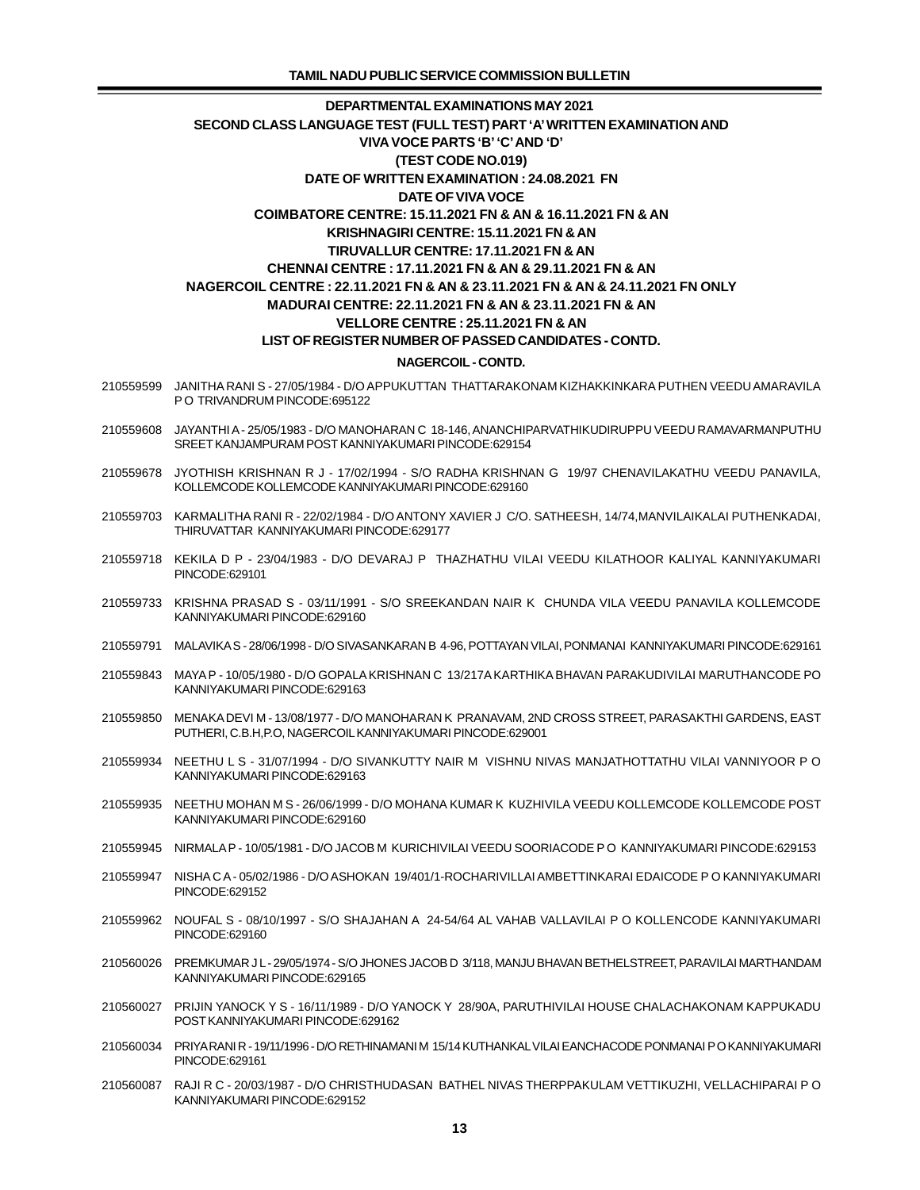## DEPARTMENTAL EXAMINATIONS MAY 2021

## SECOND CLASS LANGUAGE TEST (FULL TEST) PART 'A' WRITTEN EXAMINATION AND VIVA VOCE PARTS 'B' 'C' AND 'D'

### (TEST CODE NO.019)

### DATE OF WRITTEN EXAMINATION : 24.08.2021 FN

### DATE OF VIVA VOCE

COIMBATORE CENTRE: 15.11.2021 FN & AN & 16.11.2021 FN & AN

KRISHNAGIRI CENTRE: 15.11.2021 FN & AN

TIRUVALLUR CENTRE: 17.11.2021 FN & AN

CHENNAI CENTRE : 17.11.2021 FN & AN & 29.11.2021 FN & AN

NAGERCOIL CENTRE : 22.11.2021 FN & AN & 23.11.2021 FN & AN & 24.11.2021 FN ONLY

MADURAI CENTRE: 22.11.2021 FN & AN & 23.11.2021 FN & AN

VELLORE CENTRE : 25.11.2021 FN & AN

### LIST OF REGISTER NUMBER OF PASSED CANDIDATES - CONTD.

#### NAGERCOIL - CONTD.

210559599 JANITHA RANI S - 27/05/1984 - D/O APPUKUTTAN THATTARAKONAM KIZHAKKINKARA PUTHEN VEEDU AMARAVILA P O TRIVANDRUM PINCODE:695122

210559608 JAYANTHI A - 25/05/1983 - D/O MANOHARAN C 18-146, ANANCHIPARVATHIKUDIRUPPU VEEDU RAMAVARMANPUTHU SREET KANJAMPURAM POST KANNIYAKUMARI PINCODE:629154

210559678 JYOTHISH KRISHNAN R J - 17/02/1994 - S/O RADHA KRISHNAN G 19/97 CHENAVILAKATHU VEEDU PANAVILA, KOLLEMCODE KOLLEMCODE KANNIYAKUMARI PINCODE:629160

210559703 KARMALITHA RANI R - 22/02/1984 - D/O ANTONY XAVIER J C/O. SATHEESH, 14/74,MANVILAIKALAI PUTHENKADAI, THIRUVATTAR KANNIYAKUMARI PINCODE:629177

210559718 KEKILA D P - 23/04/1983 - D/O DEVARAJ P THAZHATHU VILAI VEEDU KILATHOOR KALIYAL KANNIYAKUMARI PINCODE:629101

210559733 KRISHNA PRASAD S - 03/11/1991 - S/O SREEKANDAN NAIR K CHUNDA VILA VEEDU PANAVILA KOLLEMCODE KANNIYAKUMARI PINCODE:629160

210559791 MALAVIKA S - 28/06/1998 - D/O SIVASANKARAN B 4-96, POTTAYAN VILAI, PONMANAI KANNIYAKUMARI PINCODE:629161

210559843 MAYA P - 10/05/1980 - D/O GOPALA KRISHNAN C 13/217A KARTHIKA BHAVAN PARAKUDIVILAI MARUTHANCODE PO KANNIYAKUMARI PINCODE:629163

210559850 MENAKA DEVI M - 13/08/1977 - D/O MANOHARAN K PRANAVAM, 2ND CROSS STREET, PARASAKTHI GARDENS, EAST PUTHERI, C.B.H,P.O, NAGERCOIL KANNIYAKUMARI PINCODE:629001

210559934 NEETHU L S - 31/07/1994 - D/O SIVANKUTTY NAIR M VISHNU NIVAS MANJATHOTTATHU VILAI VANNIYOOR P O KANNIYAKUMARI PINCODE:629163

210559935 NEETHU MOHAN M S - 26/06/1999 - D/O MOHANA KUMAR K KUZHIVILA VEEDU KOLLEMCODE KOLLEMCODE POST KANNIYAKUMARI PINCODE:629160

210559945 NIRMALA P - 10/05/1981 - D/O JACOB M KURICHIVILAI VEEDU SOORIACODE P O KANNIYAKUMARI PINCODE:629153

210559947 NISHA C A - 05/02/1986 - D/O ASHOKAN 19/401/1-ROCHARIVILLAI AMBETTINKARAI EDAICODE P O KANNIYAKUMARI PINCODE:629152

210559962 NOUFAL S - 08/10/1997 - S/O SHAJAHAN A 24-54/64 AL VAHAB VALLAVILAI P O KOLLENCODE KANNIYAKUMARI PINCODE:629160

210560026 PREMKUMAR J L - 29/05/1974 - S/O JHONES JACOB D 3/118, MANJU BHAVAN BETHELSTREET, PARAVILAI MARTHANDAM KANNIYAKUMARI PINCODE:629165

210560027 PRIJIN YANOCK Y S - 16/11/1989 - D/O YANOCK Y 28/90A, PARUTHIVILAI HOUSE CHALACHAKONAM KAPPUKADU POST KANNIYAKUMARI PINCODE:629162

210560034 PRIYA RANI R - 19/11/1996 - D/O RETHINAMANI M 15/14 KUTHANKAL VILAI EANCHACODE PONMANAI P O KANNIYAKUMARI PINCODE:629161

210560087 RAJI R C - 20/03/1987 - D/O CHRISTHUDASAN BATHEL NIVAS THERPPAKULAM VETTIKUZHI, VELLACHIPARAI P O KANNIYAKUMARI PINCODE:629152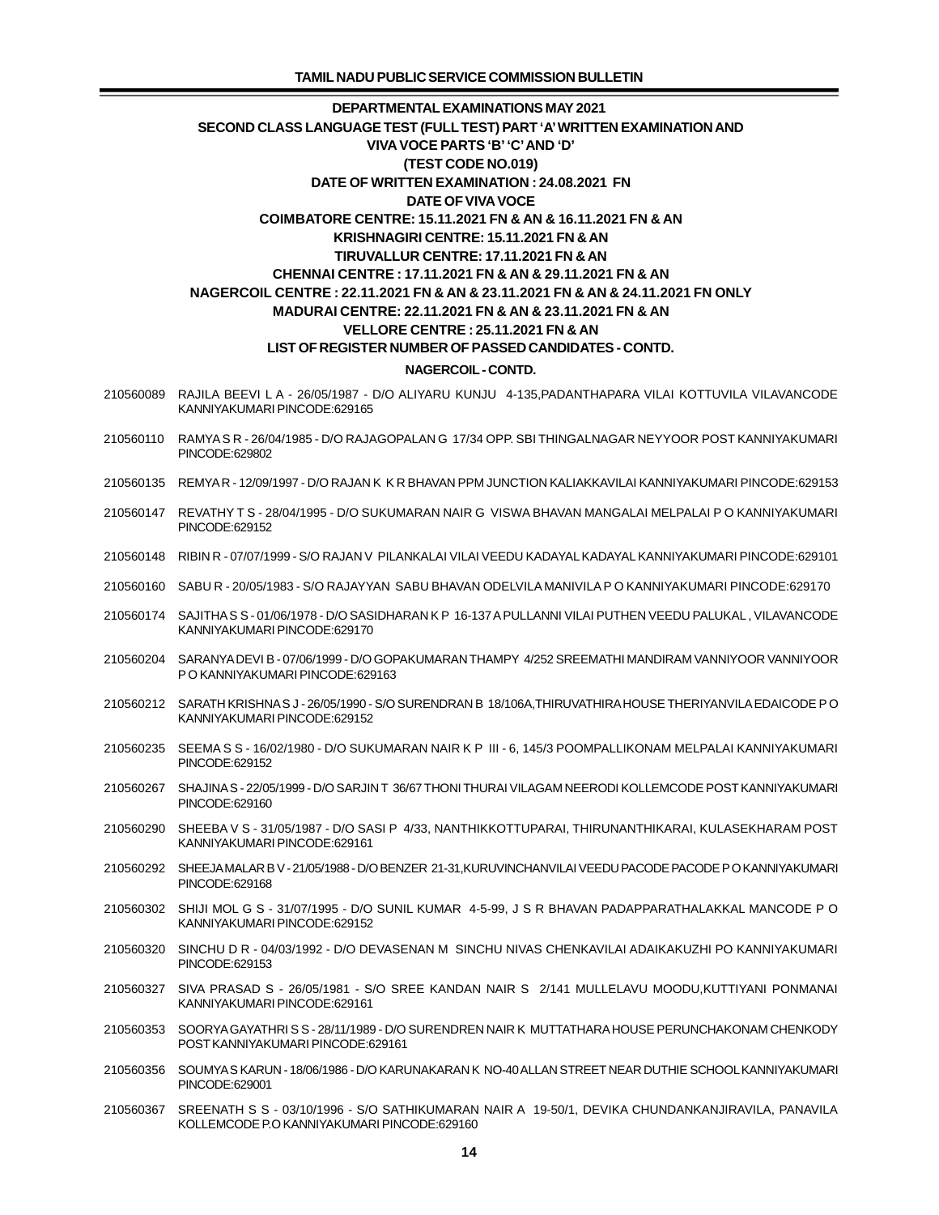**DEPARTMENTAL EXAMINATIONS MAY 2021**

**SECOND CLASS LANGUAGE TEST (FULL TEST) PART 'A' WRITTEN EXAMINATION AND VIVA VOCE PARTS 'B' 'C' AND 'D'**

**(TEST CODE NO.019)**

**DATE OF WRITTEN EXAMINATION : 24.08.2021 FN**

**DATE OF VIVA VOCE**

**COIMBATORE CENTRE: 15.11.2021 FN & AN & 16.11.2021 FN & AN**

**KRISHNAGIRI CENTRE: 15.11.2021 FN & AN**

**TIRUVALLUR CENTRE: 17.11.2021 FN & AN**

**CHENNAI CENTRE : 17.11.2021 FN & AN & 29.11.2021 FN & AN**

**NAGERCOIL CENTRE : 22.11.2021 FN & AN & 23.11.2021 FN & AN & 24.11.2021 FN ONLY**

**MADURAI CENTRE: 22.11.2021 FN & AN & 23.11.2021 FN & AN**

**VELLORE CENTRE : 25.11.2021 FN & AN**

**LIST OF REGISTER NUMBER OF PASSED CANDIDATES - CONTD.**

**NAGERCOIL - CONTD.**

210560089 RAJILA BEEVI L A - 26/05/1987 - D/O ALIYARU KUNJU 4-135,PADANTHAPARA VILAI KOTTUVILA VILAVANCODE KANNIYAKUMARI PINCODE:629165

210560110 RAMYA S R - 26/04/1985 - D/O RAJAGOPALAN G 17/34 OPP. SBI THINGALNAGAR NEYYOOR POST KANNIYAKUMARI PINCODE:629802

210560135 REMYA R - 12/09/1997 - D/O RAJAN K K R BHAVAN PPM JUNCTION KALIAKKAVILAI KANNIYAKUMARI PINCODE:629153

210560147 REVATHY T S - 28/04/1995 - D/O SUKUMARAN NAIR G VISWA BHAVAN MANGALAI MELPALAI P O KANNIYAKUMARI PINCODE:629152

210560148 RIBIN R - 07/07/1999 - S/O RAJAN V PILANKALAI VILAI VEEDU KADAYAL KADAYAL KANNIYAKUMARI PINCODE:629101

210560160 SABU R - 20/05/1983 - S/O RAJAYYAN SABU BHAVAN ODELVILA MANIVILA P O KANNIYAKUMARI PINCODE:629170

210560174 SAJITHA S S - 01/06/1978 - D/O SASIDHARAN K P 16-137 A PULLANNI VILAI PUTHEN VEEDU PALUKAL , VILAVANCODE KANNIYAKUMARI PINCODE:629170

210560204 SARANYA DEVI B - 07/06/1999 - D/O GOPAKUMARAN THAMPY 4/252 SREEMATHI MANDIRAM VANNIYOOR VANNIYOOR P O KANNIYAKUMARI PINCODE:629163

210560212 SARATH KRISHNA S J - 26/05/1990 - S/O SURENDRAN B 18/106A,THIRUVATHIRA HOUSE THERIYANVILA EDAICODE P O KANNIYAKUMARI PINCODE:629152

210560235 SEEMA S S - 16/02/1980 - D/O SUKUMARAN NAIR K P III - 6, 145/3 POOMPALLIKONAM MELPALAI KANNIYAKUMARI PINCODE:629152

210560267 SHAJINA S - 22/05/1999 - D/O SARJIN T 36/67 THONI THURAI VILAGAM NEERODI KOLLEMCODE POST KANNIYAKUMARI PINCODE:629160

210560290 SHEEBA V S - 31/05/1987 - D/O SASI P 4/33, NANTHIKKOTTUPARAI, THIRUNANTHIKARAI, KULASEKHARAM POST KANNIYAKUMARI PINCODE:629161

210560292 SHEEJA MALAR B V - 21/05/1988 - D/O BENZER 21-31,KURUVINCHANVILAI VEEDU PACODE PACODE P O KANNIYAKUMARI PINCODE:629168

210560302 SHIJI MOL G S - 31/07/1995 - D/O SUNIL KUMAR 4-5-99, J S R BHAVAN PADAPPARATHALAKKAL MANCODE P O KANNIYAKUMARI PINCODE:629152

210560320 SINCHU D R - 04/03/1992 - D/O DEVASENAN M SINCHU NIVAS CHENKAVILAI ADAIKAKUZHI PO KANNIYAKUMARI PINCODE:629153

210560327 SIVA PRASAD S - 26/05/1981 - S/O SREE KANDAN NAIR S 2/141 MULLELAVU MOODU,KUTTIYANI PONMANAI KANNIYAKUMARI PINCODE:629161

210560353 SOORYA GAYATHRI S S - 28/11/1989 - D/O SURENDREN NAIR K MUTTATHARA HOUSE PERUNCHAKONAM CHENKODY POST KANNIYAKUMARI PINCODE:629161

210560356 SOUMYA S KARUN - 18/06/1986 - D/O KARUNAKARAN K NO-40 ALLAN STREET NEAR DUTHIE SCHOOL KANNIYAKUMARI PINCODE:629001

210560367 SREENATH S S - 03/10/1996 - S/O SATHIKUMARAN NAIR A 19-50/1, DEVIKA CHUNDANKANJIRAVILA, PANAVILA KOLLEMCODE P.O KANNIYAKUMARI PINCODE:629160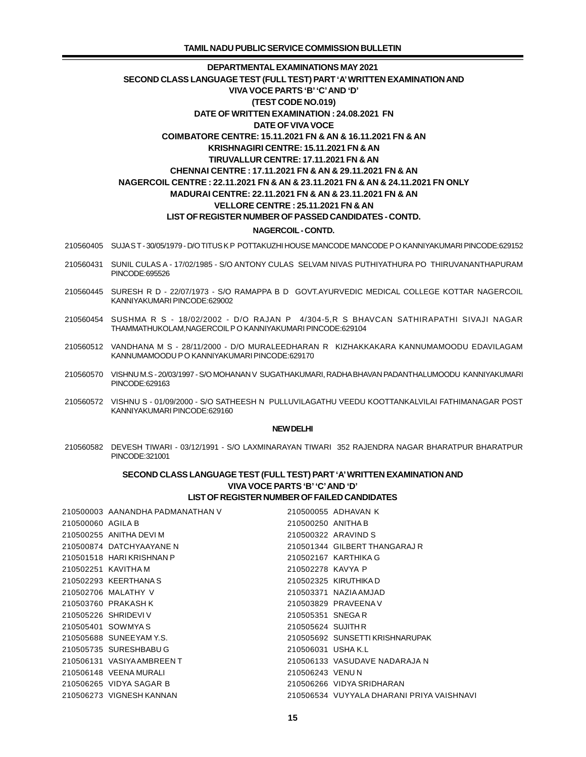**DEPARTMENTAL EXAMINATIONS MAY 2021**

**SECOND CLASS LANGUAGE TEST (FULL TEST) PART 'A' WRITTEN EXAMINATION AND VIVA VOCE PARTS 'B' 'C' AND 'D'**

**(TEST CODE NO.019)**

**DATE OF WRITTEN EXAMINATION : 24.08.2021 FN**

**DATE OF VIVA VOCE**

**COIMBATORE CENTRE: 15.11.2021 FN & AN & 16.11.2021 FN & AN**

**KRISHNAGIRI CENTRE: 15.11.2021 FN & AN**

**TIRUVALLUR CENTRE: 17.11.2021 FN & AN**

**CHENNAI CENTRE : 17.11.2021 FN & AN & 29.11.2021 FN & AN**

**NAGERCOIL CENTRE : 22.11.2021 FN & AN & 23.11.2021 FN & AN & 24.11.2021 FN ONLY**

**MADURAI CENTRE: 22.11.2021 FN & AN & 23.11.2021 FN & AN**

**VELLORE CENTRE : 25.11.2021 FN & AN**

**LIST OF REGISTER NUMBER OF PASSED CANDIDATES - CONTD.**

**NAGERCOIL - CONTD.**

210560405 SUJA S T - 30/05/1979 - D/O TITUS K P POTTAKUZHI HOUSE MANCODE MANCODE P O KANNIYAKUMARI PINCODE:629152

210560431 SUNIL CULAS A - 17/02/1985 - S/O ANTONY CULAS SELVAM NIVAS PUTHIYATHURA PO THIRUVANANTHAPURAM PINCODE:695526

210560445 SURESH R D - 22/07/1973 - S/O RAMAPPA B D GOVT.AYURVEDIC MEDICAL COLLEGE KOTTAR NAGERCOIL KANNIYAKUMARI PINCODE:629002

210560454 SUSHMA R S - 18/02/2002 - D/O RAJAN P 4/304-5,R S BHAVCAN SATHIRAPATHI SIVAJI NAGAR THAMMATHUKOLAM,NAGERCOIL P O KANNIYAKUMARI PINCODE:629104

210560512 VANDHANA M S - 28/11/2000 - D/O MURALEEDHARAN R KIZHAKKAKARA KANNUMAMOODU EDAVILAGAM KANNUMAMOODU P O KANNIYAKUMARI PINCODE:629170

210560570 VISHNU M.S - 20/03/1997 - S/O MOHANAN V SUGATHAKUMARI, RADHA BHAVAN PADANTHALUMOODU KANNIYAKUMARI PINCODE:629163

210560572 VISHNU S - 01/09/2000 - S/O SATHEESH N PULLUVILAGATHU VEEDU KOOTTANKALVILAI FATHIMANAGAR POST KANNIYAKUMARI PINCODE:629160

**NEW DELHI**

210560582 DEVESH TIWARI - 03/12/1991 - S/O LAXMINARAYAN TIWARI 352 RAJENDRA NAGAR BHARATPUR BHARATPUR PINCODE:321001

**SECOND CLASS LANGUAGE TEST (FULL TEST) PART 'A' WRITTEN EXAMINATION AND VIVA VOCE PARTS 'B' 'C' AND 'D'**

**LIST OF REGISTER NUMBER OF FAILED CANDIDATES**

210500003 AANANDHA PADMANATHAN V
210500055 ADHAVAN K
210500060 AGILA B
210500250 ANITHA B
210500255 ANITHA DEVI M
210500322 ARAVIND S
210500874 DATCHYAAYANE N
210501344 GILBERT THANGARAJ R
210501518 HARI KRISHNAN P
210502167 KARTHIKA G
210502251 KAVITHA M
210502278 KAVYA P
210502293 KEERTHANA S
210502325 KIRUTHIKA D
210502706 MALATHY V
210503371 NAZIA AMJAD
210503760 PRAKASH K
210503829 PRAVEENA V
210505226 SHRIDEVI V
210505351 SNEGA R
210505401 SOWMYA S
210505624 SUJITH R
210505688 SUNEEYAM Y.S.
210505692 SUNSETTI KRISHNARUPAK
210505735 SURESHBABU G
210506031 USHA K.L
210506131 VASIYA AMBREEN T
210506133 VASUDAVE NADARAJA N
210506148 VEENA MURALI
210506243 VENU N
210506265 VIDYA SAGAR B
210506266 VIDYA SRIDHARAN
210506273 VIGNESH KANNAN
210506534 VUYYALA DHARANI PRIYA VAISHNAVI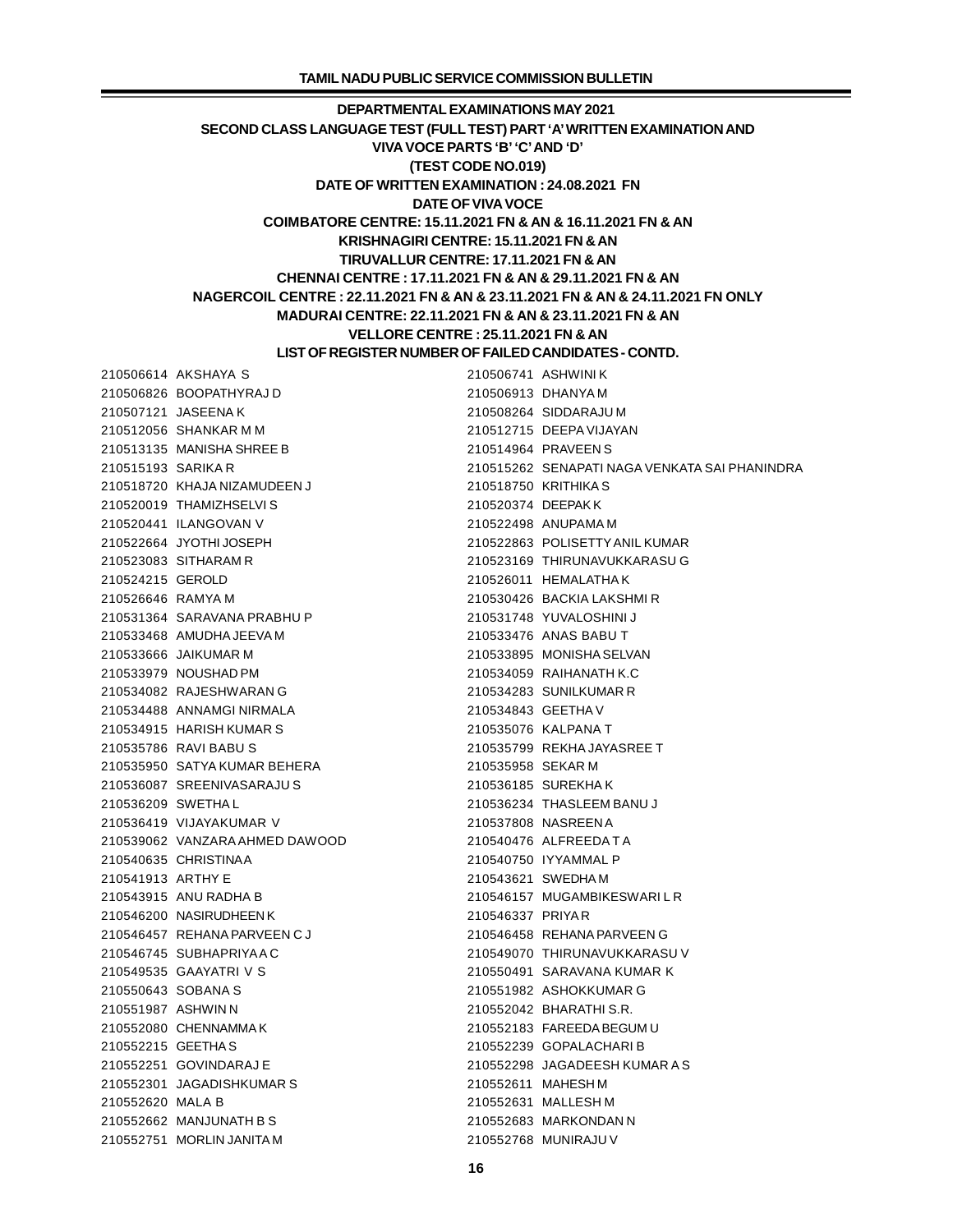**DEPARTMENTAL EXAMINATIONS MAY 2021**

**SECOND CLASS LANGUAGE TEST (FULL TEST) PART 'A' WRITTEN EXAMINATION AND VIVA VOCE PARTS 'B' 'C' AND 'D'**

**(TEST CODE NO.019)**

**DATE OF WRITTEN EXAMINATION : 24.08.2021 FN**

**DATE OF VIVA VOCE**

**COIMBATORE CENTRE: 15.11.2021 FN & AN & 16.11.2021 FN & AN**

**KRISHNAGIRI CENTRE: 15.11.2021 FN & AN**

**TIRUVALLUR CENTRE: 17.11.2021 FN & AN**

**CHENNAI CENTRE : 17.11.2021 FN & AN & 29.11.2021 FN & AN**

**NAGERCOIL CENTRE : 22.11.2021 FN & AN & 23.11.2021 FN & AN & 24.11.2021 FN ONLY**

**MADURAI CENTRE: 22.11.2021 FN & AN & 23.11.2021 FN & AN**

**VELLORE CENTRE : 25.11.2021 FN & AN**

**LIST OF REGISTER NUMBER OF FAILED CANDIDATES - CONTD.**

210506614 AKSHAYA S
210506741 ASHWINI K
210506826 BOOPATHYRAJ D
210506913 DHANYA M
210507121 JASEENA K
210508264 SIDDARAJU M
210512056 SHANKAR M M
210512715 DEEPA VIJAYAN
210513135 MANISHA SHREE B
210514964 PRAVEEN S
210515193 SARIKA R
210515262 SENAPATI NAGA VENKATA SAI PHANINDRA
210518720 KHAJA NIZAMUDEEN J
210518750 KRITHIKA S
210520019 THAMIZHSELVI S
210520374 DEEPAK K
210520441 ILANGOVAN V
210522498 ANUPAMA M
210522664 JYOTHI JOSEPH
210522863 POLISETTY ANIL KUMAR
210523083 SITHARAM R
210523169 THIRUNAVUKKARASU G
210524215 GEROLD
210526011 HEMALATHA K
210526646 RAMYA M
210530426 BACKIA LAKSHMI R
210531364 SARAVANA PRABHU P
210531748 YUVALOSHINI J
210533468 AMUDHA JEEVA M
210533476 ANAS BABU T
210533666 JAIKUMAR M
210533895 MONISHA SELVAN
210533979 NOUSHAD PM
210534059 RAIHANATH K.C
210534082 RAJESHWARAN G
210534283 SUNILKUMAR R
210534488 ANNAMGI NIRMALA
210534843 GEETHA V
210534915 HARISH KUMAR S
210535076 KALPANA T
210535786 RAVI BABU S
210535799 REKHA JAYASREE T
210535950 SATYA KUMAR BEHERA
210535958 SEKAR M
210536087 SREENIVASARAJU S
210536185 SUREKHA K
210536209 SWETHA L
210536234 THASLEEM BANU J
210536419 VIJAYAKUMAR V
210537808 NASREEN A
210539062 VANZARA AHMED DAWOOD
210540476 ALFREEDA T A
210540635 CHRISTINA A
210540750 IYYAMMAL P
210541913 ARTHY E
210543621 SWEDHA M
210543915 ANU RADHA B
210546157 MUGAMBIKESWARI L R
210546200 NASIRUDHEEN K
210546337 PRIYA R
210546457 REHANA PARVEEN C J
210546458 REHANA PARVEEN G
210546745 SUBHAPRIYA A C
210549070 THIRUNAVUKKARASU V
210549535 GAAYATRI V S
210550491 SARAVANA KUMAR K
210550643 SOBANA S
210551982 ASHOKKUMAR G
210551987 ASHWIN N
210552042 BHARATHI S.R.
210552080 CHENNAMMA K
210552183 FAREEDA BEGUM U
210552215 GEETHA S
210552239 GOPALACHARI B
210552251 GOVINDARAJ E
210552298 JAGADEESH KUMAR A S
210552301 JAGADISHKUMAR S
210552611 MAHESH M
210552620 MALA B
210552631 MALLESH M
210552662 MANJUNATH B S
210552683 MARKONDAN N
210552751 MORLIN JANITA M
210552768 MUNIRAJU V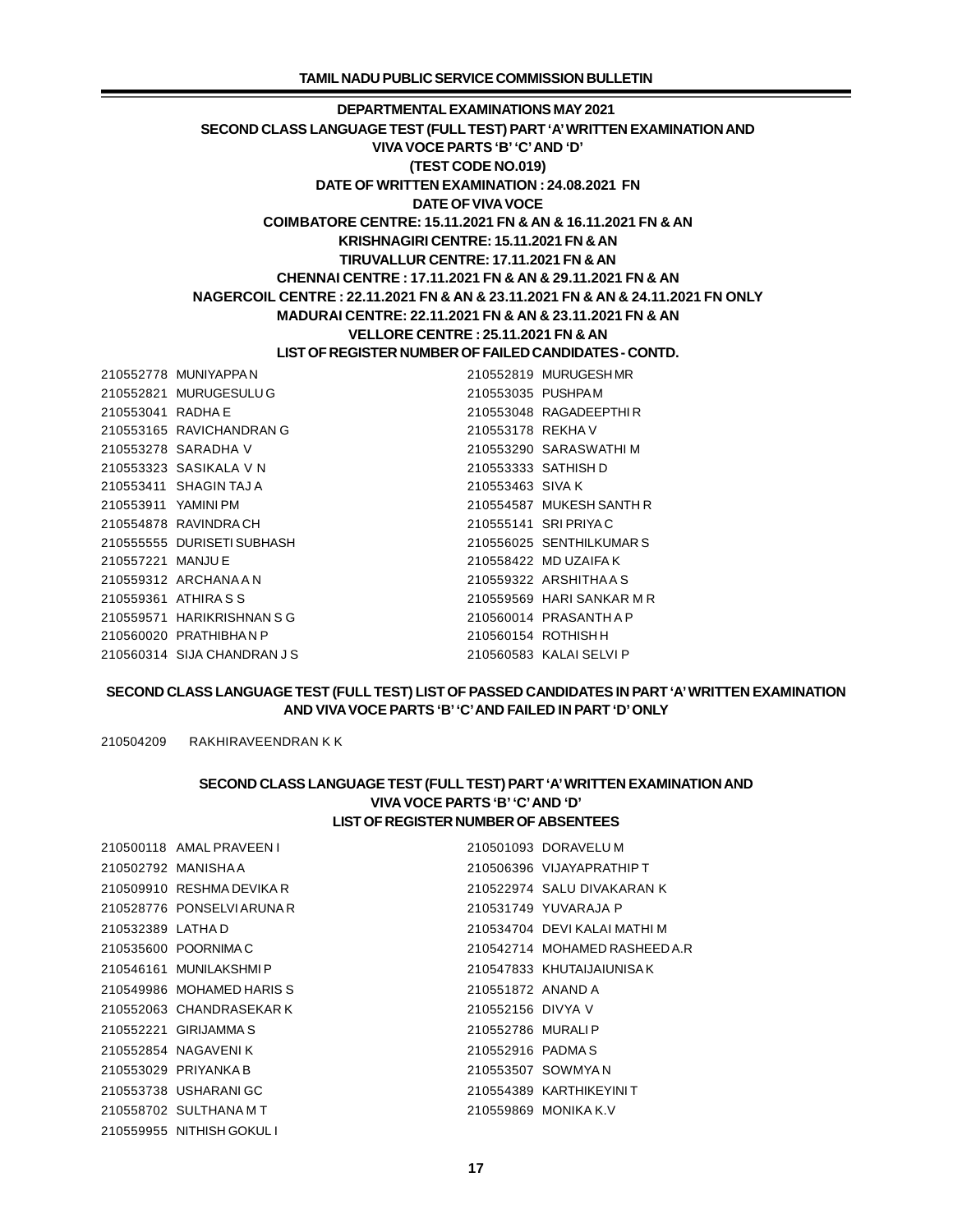## DEPARTMENTAL EXAMINATIONS MAY 2021

## SECOND CLASS LANGUAGE TEST (FULL TEST) PART 'A' WRITTEN EXAMINATION AND VIVA VOCE PARTS 'B' 'C' AND 'D'

**(TEST CODE NO.019)**

**DATE OF WRITTEN EXAMINATION : 24.08.2021 FN**

**DATE OF VIVA VOCE**

**COIMBATORE CENTRE: 15.11.2021 FN & AN & 16.11.2021 FN & AN**

**KRISHNAGIRI CENTRE: 15.11.2021 FN & AN**

**TIRUVALLUR CENTRE: 17.11.2021 FN & AN**

**CHENNAI CENTRE : 17.11.2021 FN & AN & 29.11.2021 FN & AN**

**NAGERCOIL CENTRE : 22.11.2021 FN & AN & 23.11.2021 FN & AN & 24.11.2021 FN ONLY**

**MADURAI CENTRE: 22.11.2021 FN & AN & 23.11.2021 FN & AN**

**VELLORE CENTRE : 25.11.2021 FN & AN**

**LIST OF REGISTER NUMBER OF FAILED CANDIDATES - CONTD.**

210552778 MUNIYAPPA N
210552819 MURUGESH MR
210552821 MURUGESULU G
210553035 PUSHPAM
210553041 RADHA E
210553048 RAGADEEPTHI R
210553165 RAVICHANDRAN G
210553178 REKHA V
210553278 SARADHA V
210553290 SARASWATHI M
210553323 SASIKALA V N
210553333 SATHISH D
210553411 SHAGIN TAJ A
210553463 SIVA K
210553911 YAMINI PM
210554587 MUKESH SANTH R
210554878 RAVINDRA CH
210555141 SRI PRIYA C
210555555 DURISETI SUBHASH
210556025 SENTHILKUMAR S
210557221 MANJU E
210558422 MD UZAIFA K
210559312 ARCHANA A N
210559322 ARSHITHA A S
210559361 ATHIRA S S
210559569 HARI SANKAR M R
210559571 HARIKRISHNAN S G
210560014 PRASANTH A P
210560020 PRATHIBHA N P
210560154 ROTHISH H
210560314 SIJA CHANDRAN J S
210560583 KALAI SELVI P

## SECOND CLASS LANGUAGE TEST (FULL TEST) LIST OF PASSED CANDIDATES IN PART 'A' WRITTEN EXAMINATION AND VIVA VOCE PARTS 'B' 'C' AND FAILED IN PART 'D' ONLY

210504209 RAKHIRAVEENDRAN K K

## SECOND CLASS LANGUAGE TEST (FULL TEST) PART 'A' WRITTEN EXAMINATION AND VIVA VOCE PARTS 'B' 'C' AND 'D'

**LIST OF REGISTER NUMBER OF ABSENTEES**

210500118 AMAL PRAVEEN I
210501093 DORAVELU M
210502792 MANISHA A
210506396 VIJAYAPRATHIP T
210509910 RESHMA DEVIKA R
210522974 SALU DIVAKARAN K
210528776 PONSELVI ARUNA R
210531749 YUVARAJA P
210532389 LATHA D
210534704 DEVI KALAI MATHI M
210535600 POORNIMA C
210542714 MOHAMED RASHEED A.R
210546161 MUNILAKSHMI P
210547833 KHUTAIJAIUNISA K
210549986 MOHAMED HARIS S
210551872 ANAND A
210552063 CHANDRASEKAR K
210552156 DIVYA V
210552221 GIRIJAMMA S
210552786 MURALI P
210552854 NAGAVENI K
210552916 PADMA S
210553029 PRIYANKA B
210553507 SOWMYA N
210553738 USHARANI GC
210554389 KARTHIKEYINI T
210558702 SULTHANA M T
210559869 MONIKA K.V
210559955 NITHISH GOKUL I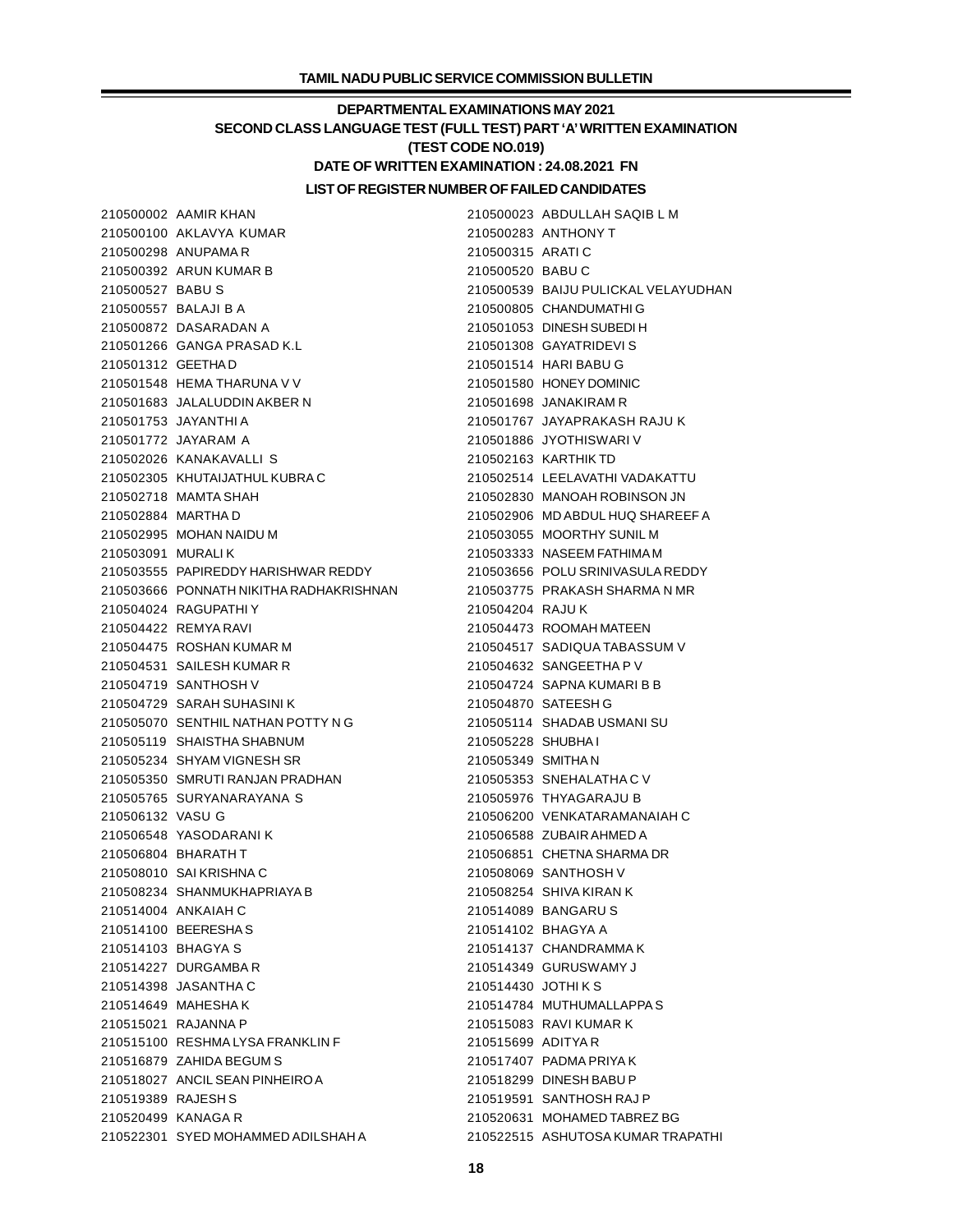## DEPARTMENTAL EXAMINATIONS MAY 2021

## SECOND CLASS LANGUAGE TEST (FULL TEST) PART 'A' WRITTEN EXAMINATION

## (TEST CODE NO.019)

## DATE OF WRITTEN EXAMINATION : 24.08.2021 FN

### LIST OF REGISTER NUMBER OF FAILED CANDIDATES

210500002 AAMIR KHAN
210500023 ABDULLAH SAQIB L M
210500100 AKLAVYA KUMAR
210500283 ANTHONY T
210500298 ANUPAMA R
210500315 ARATI C
210500392 ARUN KUMAR B
210500520 BABU C
210500527 BABU S
210500539 BAIJU PULICKAL VELAYUDHAN
210500557 BALAJI B A
210500805 CHANDUMATHI G
210500872 DASARADAN A
210501053 DINESH SUBEDI H
210501266 GANGA PRASAD K.L
210501308 GAYATRIDEVI S
210501312 GEETHA D
210501514 HARI BABU G
210501548 HEMA THARUNA V V
210501580 HONEY DOMINIC
210501683 JALALUDDIN AKBER N
210501698 JANAKIRAM R
210501753 JAYANTHI A
210501767 JAYAPRAKASH RAJU K
210501772 JAYARAM A
210501886 JYOTHISWARI V
210502026 KANAKAVALLI S
210502163 KARTHIK TD
210502305 KHUTAIJATHUL KUBRA C
210502514 LEELAVATHI VADAKATTU
210502718 MAMTA SHAH
210502830 MANOAH ROBINSON JN
210502884 MARTHA D
210502906 MD ABDUL HUQ SHAREEF A
210502995 MOHAN NAIDU M
210503055 MOORTHY SUNIL M
210503091 MURALI K
210503333 NASEEM FATHIMA M
210503555 PAPIREDDY HARISHWAR REDDY
210503656 POLU SRINIVASULA REDDY
210503666 PONNATH NIKITHA RADHAKRISHNAN
210503775 PRAKASH SHARMA N MR
210504024 RAGUPATHI Y
210504204 RAJU K
210504422 REMYA RAVI
210504473 ROOMAH MATEEN
210504475 ROSHAN KUMAR M
210504517 SADIQUA TABASSUM V
210504531 SAILESH KUMAR R
210504632 SANGEETHA P V
210504719 SANTHOSH V
210504724 SAPNA KUMARI B B
210504729 SARAH SUHASINI K
210504870 SATEESH G
210505070 SENTHIL NATHAN POTTY N G
210505114 SHADAB USMANI SU
210505119 SHAISTHA SHABNUM
210505228 SHUBHA I
210505234 SHYAM VIGNESH SR
210505349 SMITHA N
210505350 SMRUTI RANJAN PRADHAN
210505353 SNEHALATHA C V
210505765 SURYANARAYANA S
210505976 THYAGARAJU B
210506132 VASU G
210506200 VENKATARAMANAIAH C
210506548 YASODARANI K
210506588 ZUBAIR AHMED A
210506804 BHARATH T
210506851 CHETNA SHARMA DR
210508010 SAI KRISHNA C
210508069 SANTHOSH V
210508234 SHANMUKHAPRIAYA B
210508254 SHIVA KIRAN K
210514004 ANKAIAH C
210514089 BANGARU S
210514100 BEERESHA S
210514102 BHAGYA A
210514103 BHAGYA S
210514137 CHANDRAMMA K
210514227 DURGAMBA R
210514349 GURUSWAMY J
210514398 JASANTHA C
210514430 JOTHI K S
210514649 MAHESHA K
210514784 MUTHUMALLAPPA S
210515021 RAJANNA P
210515083 RAVI KUMAR K
210515100 RESHMA LYSA FRANKLIN F
210515699 ADITYA R
210516879 ZAHIDA BEGUM S
210517407 PADMA PRIYA K
210518027 ANCIL SEAN PINHEIRO A
210518299 DINESH BABU P
210519389 RAJESH S
210519591 SANTHOSH RAJ P
210520499 KANAGA R
210520631 MOHAMED TABREZ BG
210522301 SYED MOHAMMED ADILSHAH A
210522515 ASHUTOSA KUMAR TRAPATHI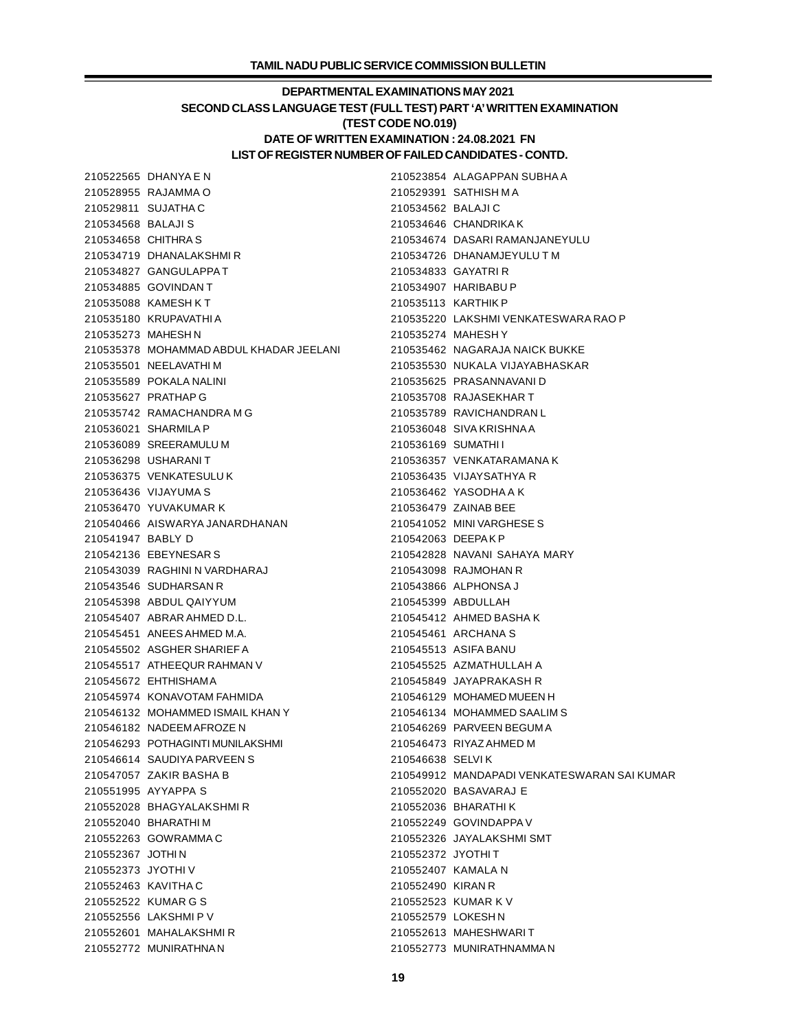**DEPARTMENTAL EXAMINATIONS MAY 2021**

**SECOND CLASS LANGUAGE TEST (FULL TEST) PART 'A' WRITTEN EXAMINATION**

**(TEST CODE NO.019)**

**DATE OF WRITTEN EXAMINATION : 24.08.2021 FN**

**LIST OF REGISTER NUMBER OF FAILED CANDIDATES - CONTD.**

210522565 DHANYA E N
210523854 ALAGAPPAN SUBHA A
210528955 RAJAMMA O
210529391 SATHISH M A
210529811 SUJATHA C
210534562 BALAJI C
210534568 BALAJI S
210534646 CHANDRIKA K
210534658 CHITHRA S
210534674 DASARI RAMANJANEYULU
210534719 DHANALAKSHMI R
210534726 DHANAMJEYULU T M
210534827 GANGULAPPA T
210534833 GAYATRI R
210534885 GOVINDAN T
210534907 HARIBABU P
210535088 KAMESH K T
210535113 KARTHIK P
210535180 KRUPAVATHI A
210535220 LAKSHMI VENKATESWARA RAO P
210535273 MAHESH N
210535274 MAHESH Y
210535378 MOHAMMAD ABDUL KHADAR JEELANI
210535462 NAGARAJA NAICK BUKKE
210535501 NEELAVATHI M
210535530 NUKALA VIJAYABHASKAR
210535589 POKALA NALINI
210535625 PRASANNAVANI D
210535627 PRATHAP G
210535708 RAJASEKHAR T
210535742 RAMACHANDRA M G
210535789 RAVICHANDRAN L
210536021 SHARMILA P
210536048 SIVA KRISHNA A
210536089 SREERAMULU M
210536169 SUMATHI I
210536298 USHARANI T
210536357 VENKATARAMANA K
210536375 VENKATESULU K
210536435 VIJAYSATHYA R
210536436 VIJAYUMA S
210536462 YASODHA A K
210536470 YUVAKUMAR K
210536479 ZAINAB BEE
210540466 AISWARYA JANARDHANAN
210541052 MINI VARGHESE S
210541947 BABLY D
210542063 DEEPA K P
210542136 EBEYNESAR S
210542828 NAVANI SAHAYA MARY
210543039 RAGHINI N VARDHARAJ
210543098 RAJMOHAN R
210543546 SUDHARSAN R
210543866 ALPHONSA J
210545398 ABDUL QAIYYUM
210545399 ABDULLAH
210545407 ABRAR AHMED D.L.
210545412 AHMED BASHA K
210545451 ANEES AHMED M.A.
210545461 ARCHANA S
210545502 ASGHER SHARIEF A
210545513 ASIFA BANU
210545517 ATHEEQUR RAHMAN V
210545525 AZMATHULLAH A
210545672 EHTHISHAM A
210545849 JAYAPRAKASH R
210545974 KONAVOTAM FAHMIDA
210546129 MOHAMED MUEEN H
210546132 MOHAMMED ISMAIL KHAN Y
210546134 MOHAMMED SAALIM S
210546182 NADEEM AFROZE N
210546269 PARVEEN BEGUM A
210546293 POTHAGINTI MUNILAKSHMI
210546473 RIYAZ AHMED M
210546614 SAUDIYA PARVEEN S
210546638 SELVI K
210547057 ZAKIR BASHA B
210549912 MANDAPADI VENKATESWARAN SAI KUMAR
210551995 AYYAPPA S
210552020 BASAVARAJ E
210552028 BHAGYALAKSHMI R
210552036 BHARATHI K
210552040 BHARATHI M
210552249 GOVINDAPPA V
210552263 GOWRAMMA C
210552326 JAYALAKSHMI SMT
210552367 JOTHI N
210552372 JYOTHI T
210552373 JYOTHI V
210552407 KAMALA N
210552463 KAVITHA C
210552490 KIRAN R
210552522 KUMAR G S
210552523 KUMAR K V
210552556 LAKSHMI P V
210552579 LOKESH N
210552601 MAHALAKSHMI R
210552613 MAHESHWARI T
210552772 MUNIRATHNA N
210552773 MUNIRATHNAMMA N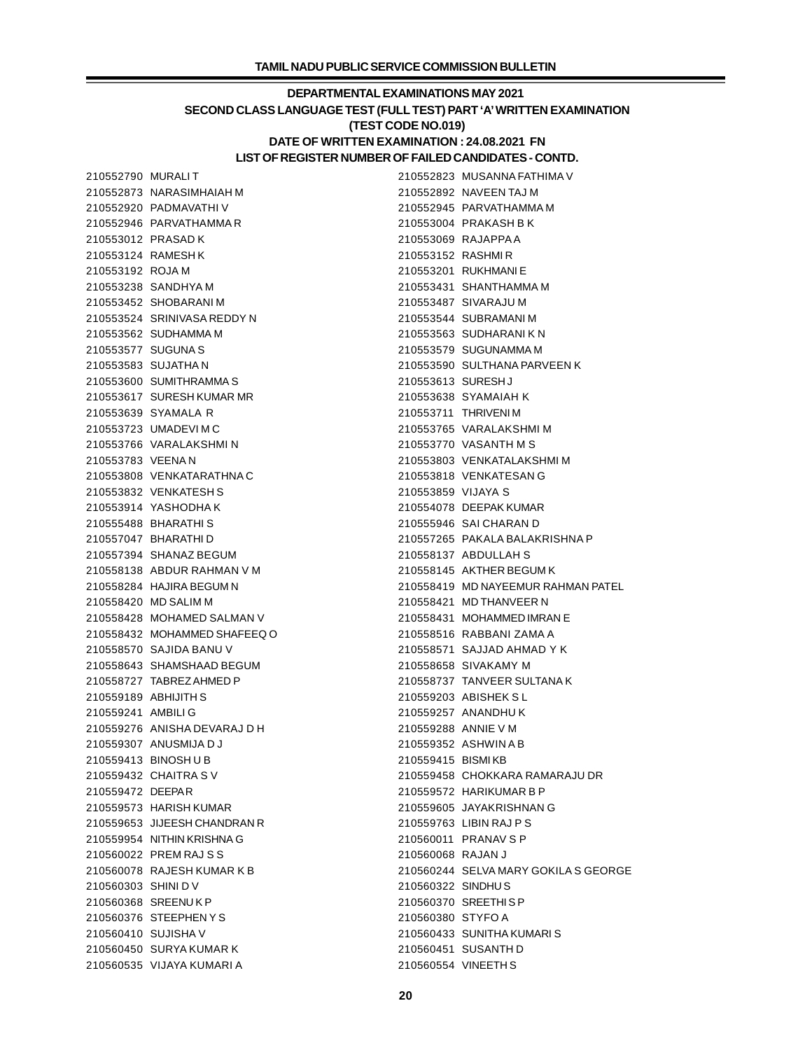## DEPARTMENTAL EXAMINATIONS MAY 2021

## SECOND CLASS LANGUAGE TEST (FULL TEST) PART 'A' WRITTEN EXAMINATION

## (TEST CODE NO.019)

## DATE OF WRITTEN EXAMINATION : 24.08.2021 FN

## LIST OF REGISTER NUMBER OF FAILED CANDIDATES - CONTD.

210552790 MURALI T
210552823 MUSANNA FATHIMA V
210552873 NARASIMHAIAH M
210552892 NAVEEN TAJ M
210552920 PADMAVATHI V
210552945 PARVATHAMMA M
210552946 PARVATHAMMA R
210553004 PRAKASH B K
210553012 PRASAD K
210553069 RAJAPPA A
210553124 RAMESH K
210553152 RASHMI R
210553192 ROJA M
210553201 RUKHMANI E
210553238 SANDHYA M
210553431 SHANTHAMMA M
210553452 SHOBARANI M
210553487 SIVARAJU M
210553524 SRINIVASA REDDY N
210553544 SUBRAMANI M
210553562 SUDHAMMA M
210553563 SUDHARANI K N
210553577 SUGUNA S
210553579 SUGUNAMMA M
210553583 SUJATHA N
210553590 SULTHANA PARVEEN K
210553600 SUMITHRAMMA S
210553613 SURESH J
210553617 SURESH KUMAR MR
210553638 SYAMAIAH K
210553639 SYAMALA R
210553711 THRIVENI M
210553723 UMADEVI M C
210553765 VARALAKSHMI M
210553766 VARALAKSHMI N
210553770 VASANTH M S
210553783 VEENA N
210553803 VENKATALAKSHMI M
210553808 VENKATARATHNA C
210553818 VENKATESAN G
210553832 VENKATESH S
210553859 VIJAYA S
210553914 YASHODHA K
210554078 DEEPAK KUMAR
210555488 BHARATHI S
210555946 SAI CHARAN D
210557047 BHARATHI D
210557265 PAKALA BALAKRISHNA P
210557394 SHANAZ BEGUM
210558137 ABDULLAH S
210558138 ABDUR RAHMAN V M
210558145 AKTHER BEGUM K
210558284 HAJIRA BEGUM N
210558419 MD NAYEEMUR RAHMAN PATEL
210558420 MD SALIM M
210558421 MD THANVEER N
210558428 MOHAMED SALMAN V
210558431 MOHAMMED IMRAN E
210558432 MOHAMMED SHAFEEQ O
210558516 RABBANI ZAMA A
210558570 SAJIDA BANU V
210558571 SAJJAD AHMAD Y K
210558643 SHAMSHAAD BEGUM
210558658 SIVAKAMY M
210558727 TABREZ AHMED P
210558737 TANVEER SULTANA K
210559189 ABHIJITH S
210559203 ABISHEK S L
210559241 AMBILI G
210559257 ANANDHU K
210559276 ANISHA DEVARAJ D H
210559288 ANNIE V M
210559307 ANUSMIJA D J
210559352 ASHWIN A B
210559413 BINOSH U B
210559415 BISMI KB
210559432 CHAITRA S V
210559458 CHOKKARA RAMARAJU DR
210559472 DEEPA R
210559572 HARIKUMAR B P
210559573 HARISH KUMAR
210559605 JAYAKRISHNAN G
210559653 JIJEESH CHANDRAN R
210559763 LIBIN RAJ P S
210559954 NITHIN KRISHNA G
210560011 PRANAV S P
210560022 PREM RAJ S S
210560068 RAJAN J
210560078 RAJESH KUMAR K B
210560244 SELVA MARY GOKILA S GEORGE
210560303 SHINI D V
210560322 SINDHU S
210560368 SREENU K P
210560370 SREETHI S P
210560376 STEEPHEN Y S
210560380 STYFO A
210560410 SUJISHA V
210560433 SUNITHA KUMARI S
210560450 SURYA KUMAR K
210560451 SUSANTH D
210560535 VIJAYA KUMARI A
210560554 VINEETH S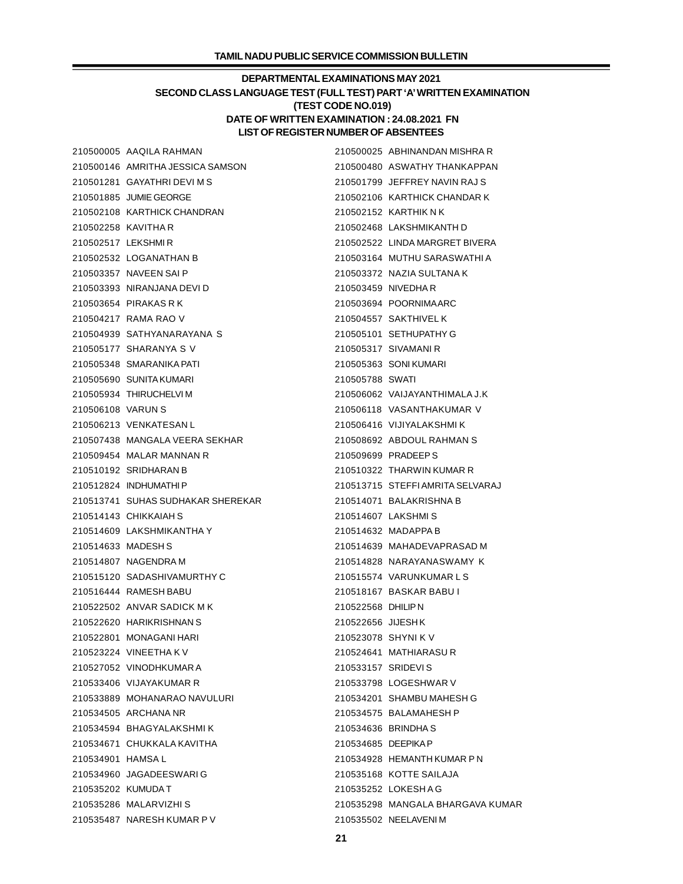## DEPARTMENTAL EXAMINATIONS MAY 2021
## SECOND CLASS LANGUAGE TEST (FULL TEST) PART 'A' WRITTEN EXAMINATION
## (TEST CODE NO.019)
## DATE OF WRITTEN EXAMINATION : 24.08.2021 FN
## LIST OF REGISTER NUMBER OF ABSENTEES

210500005 AAQILA RAHMAN
210500025 ABHINANDAN MISHRA R
210500146 AMRITHA JESSICA SAMSON
210500480 ASWATHY THANKAPPAN
210501281 GAYATHRI DEVI M S
210501799 JEFFREY NAVIN RAJ S
210501885 JUMIE GEORGE
210502106 KARTHICK CHANDAR K
210502108 KARTHICK CHANDRAN
210502152 KARTHIK N K
210502258 KAVITHA R
210502468 LAKSHMIKANTH D
210502517 LEKSHMI R
210502522 LINDA MARGRET BIVERA
210502532 LOGANATHAN B
210503164 MUTHU SARASWATHI A
210503357 NAVEEN SAI P
210503372 NAZIA SULTANA K
210503393 NIRANJANA DEVI D
210503459 NIVEDHA R
210503654 PIRAKAS R K
210503694 POORNIMAARC
210504217 RAMA RAO V
210504557 SAKTHIVEL K
210504939 SATHYANARAYANA S
210505101 SETHUPATHY G
210505177 SHARANYA S V
210505317 SIVAMANI R
210505348 SMARANIKA PATI
210505363 SONI KUMARI
210505690 SUNITA KUMARI
210505788 SWATI
210505934 THIRUCHELVI M
210506062 VAIJAYANTHIMALA J.K
210506108 VARUN S
210506118 VASANTHAKUMAR V
210506213 VENKATESAN L
210506416 VIJIYALAKSHMI K
210507438 MANGALA VEERA SEKHAR
210508692 ABDOUL RAHMAN S
210509454 MALAR MANNAN R
210509699 PRADEEP S
210510192 SRIDHARAN B
210510322 THARWIN KUMAR R
210512824 INDHUMATHI P
210513715 STEFFI AMRITA SELVARAJ
210513741 SUHAS SUDHAKAR SHEREKAR
210514071 BALAKRISHNA B
210514143 CHIKKAIAH S
210514607 LAKSHMI S
210514609 LAKSHMIKANTHA Y
210514632 MADAPPA B
210514633 MADESH S
210514639 MAHADEVAPRASAD M
210514807 NAGENDRA M
210514828 NARAYANASWAMY K
210515120 SADASHIVAMURTHY C
210515574 VARUNKUMAR L S
210516444 RAMESH BABU
210518167 BASKAR BABU I
210522502 ANVAR SADICK M K
210522568 DHILIP N
210522620 HARIKRISHNAN S
210522656 JIJESH K
210522801 MONAGANI HARI
210523078 SHYNI K V
210523224 VINEETHA K V
210524641 MATHIARASU R
210527052 VINODHKUMAR A
210533157 SRIDEVI S
210533406 VIJAYAKUMAR R
210533798 LOGESHWAR V
210533889 MOHANARAO NAVULURI
210534201 SHAMBU MAHESH G
210534505 ARCHANA NR
210534575 BALAMAHESH P
210534594 BHAGYALAKSHMI K
210534636 BRINDHA S
210534671 CHUKKALA KAVITHA
210534685 DEEPIKA P
210534901 HAMSA L
210534928 HEMANTH KUMAR P N
210534960 JAGADEESWARI G
210535168 KOTTE SAILAJA
210535202 KUMUDA T
210535252 LOKESH A G
210535286 MALARVIZHI S
210535298 MANGALA BHARGAVA KUMAR
210535487 NARESH KUMAR P V
210535502 NEELAVENI M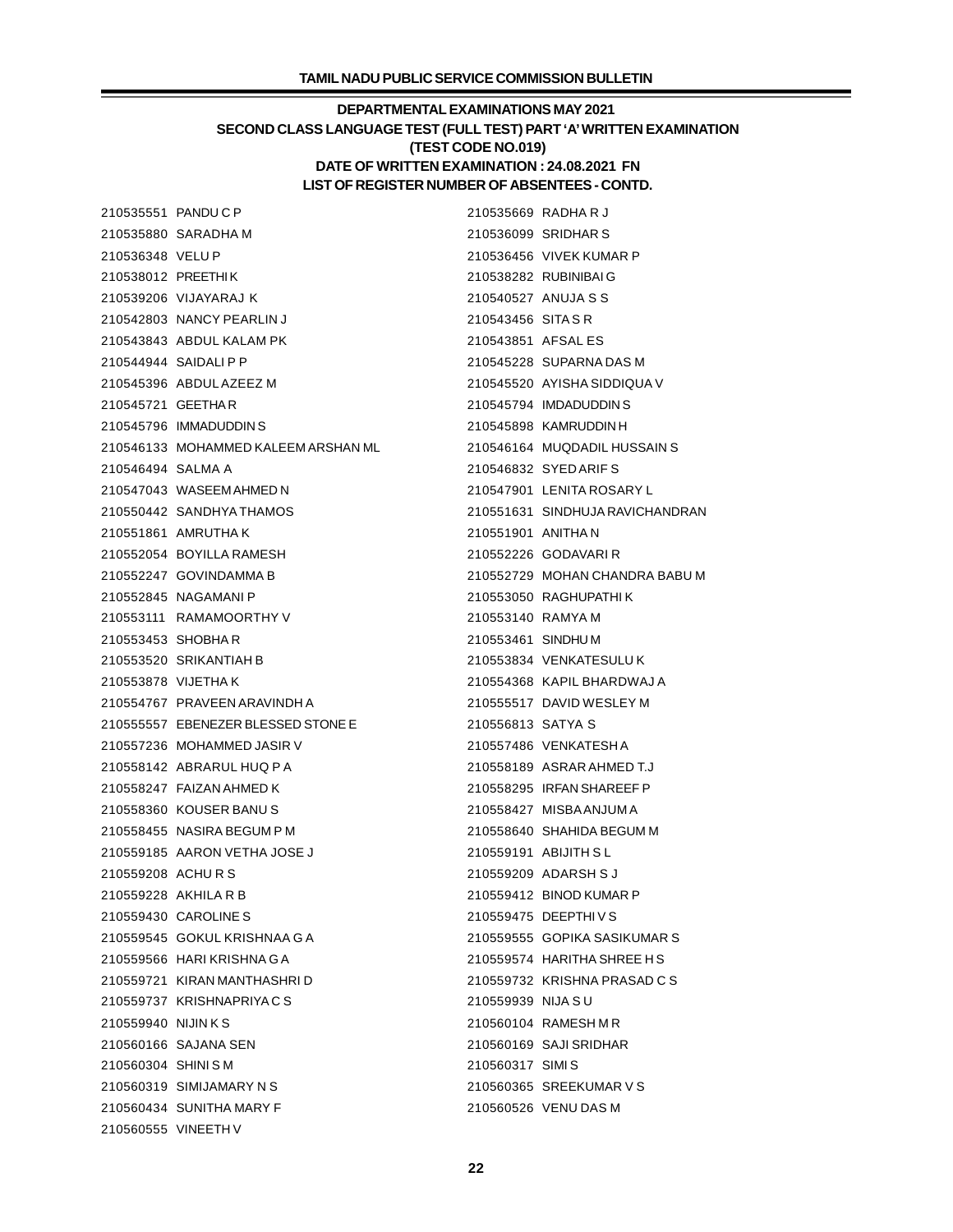**DEPARTMENTAL EXAMINATIONS MAY 2021**

**SECOND CLASS LANGUAGE TEST (FULL TEST) PART 'A' WRITTEN EXAMINATION**

**(TEST CODE NO.019)**

**DATE OF WRITTEN EXAMINATION : 24.08.2021 FN**

**LIST OF REGISTER NUMBER OF ABSENTEES - CONTD.**

210535551 PANDU C P
210535669 RADHA R J
210535880 SARADHA M
210536099 SRIDHAR S
210536348 VELU P
210536456 VIVEK KUMAR P
210538012 PREETHI K
210538282 RUBINIBAI G
210539206 VIJAYARAJ K
210540527 ANUJA S S
210542803 NANCY PEARLIN J
210543456 SITA S R
210543843 ABDUL KALAM PK
210543851 AFSAL ES
210544944 SAIDALI P P
210545228 SUPARNA DAS M
210545396 ABDUL AZEEZ M
210545520 AYISHA SIDDIQUA V
210545721 GEETHA R
210545794 IMDADUDDIN S
210545796 IMMADUDDIN S
210545898 KAMRUDDIN H
210546133 MOHAMMED KALEEM ARSHAN ML
210546164 MUQDADIL HUSSAIN S
210546494 SALMA A
210546832 SYED ARIF S
210547043 WASEEM AHMED N
210547901 LENITA ROSARY L
210550442 SANDHYA THAMOS
210551631 SINDHUJA RAVICHANDRAN
210551861 AMRUTHA K
210551901 ANITHA N
210552054 BOYILLA RAMESH
210552226 GODAVARI R
210552247 GOVINDAMMA B
210552729 MOHAN CHANDRA BABU M
210552845 NAGAMANI P
210553050 RAGHUPATHI K
210553111 RAMAMOORTHY V
210553140 RAMYA M
210553453 SHOBHA R
210553461 SINDHU M
210553520 SRIKANTIAH B
210553834 VENKATESULU K
210553878 VIJETHA K
210554368 KAPIL BHARDWAJ A
210554767 PRAVEEN ARAVINDH A
210555517 DAVID WESLEY M
210555557 EBENEZER BLESSED STONE E
210556813 SATYA S
210557236 MOHAMMED JASIR V
210557486 VENKATESH A
210558142 ABRARUL HUQ P A
210558189 ASRAR AHMED T.J
210558247 FAIZAN AHMED K
210558295 IRFAN SHAREEF P
210558360 KOUSER BANU S
210558427 MISBA ANJUM A
210558455 NASIRA BEGUM P M
210558640 SHAHIDA BEGUM M
210559185 AARON VETHA JOSE J
210559191 ABIJITH S L
210559208 ACHU R S
210559209 ADARSH S J
210559228 AKHILA R B
210559412 BINOD KUMAR P
210559430 CAROLINE S
210559475 DEEPTHI V S
210559545 GOKUL KRISHNAA G A
210559555 GOPIKA SASIKUMAR S
210559566 HARI KRISHNA G A
210559574 HARITHA SHREE H S
210559721 KIRAN MANTHASHRI D
210559732 KRISHNA PRASAD C S
210559737 KRISHNAPRIYA C S
210559939 NIJA S U
210559940 NIJIN K S
210560104 RAMESH M R
210560166 SAJANA SEN
210560169 SAJI SRIDHAR
210560304 SHINI S M
210560317 SIMI S
210560319 SIMIJAMARY N S
210560365 SREEKUMAR V S
210560434 SUNITHA MARY F
210560526 VENU DAS M
210560555 VINEETH V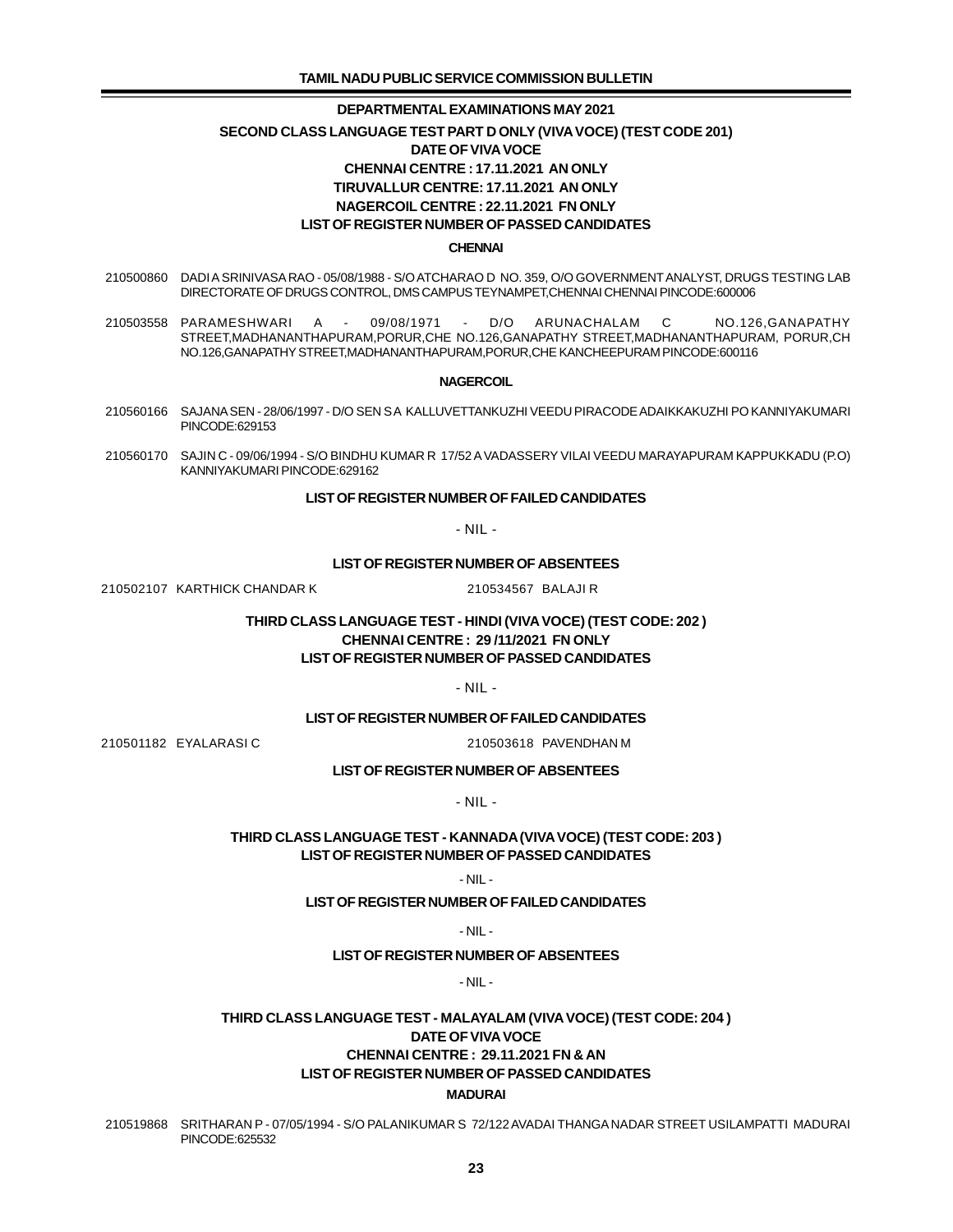## DEPARTMENTAL EXAMINATIONS MAY 2021

### SECOND CLASS LANGUAGE TEST PART D ONLY (VIVA VOCE) (TEST CODE 201)

**DATE OF VIVA VOCE**

**CHENNAI CENTRE : 17.11.2021 AN ONLY**

**TIRUVALLUR CENTRE: 17.11.2021 AN ONLY**

**NAGERCOIL CENTRE : 22.11.2021 FN ONLY**

**LIST OF REGISTER NUMBER OF PASSED CANDIDATES**

**CHENNAI**

210500860 DADI A SRINIVASA RAO - 05/08/1988 - S/O ATCHARAO D NO. 359, O/O GOVERNMENT ANALYST, DRUGS TESTING LAB DIRECTORATE OF DRUGS CONTROL, DMS CAMPUS TEYNAMPET,CHENNAI CHENNAI PINCODE:600006

210503558 PARAMESHWARI A - 09/08/1971 - D/O ARUNACHALAM C NO.126,GANAPATHY STREET,MADHANANTHAPURAM,PORUR,CHE NO.126,GANAPATHY STREET,MADHANANTHAPURAM, PORUR,CH NO.126,GANAPATHY STREET,MADHANANTHAPURAM,PORUR,CHE KANCHEEPURAM PINCODE:600116

**NAGERCOIL**

210560166 SAJANA SEN - 28/06/1997 - D/O SEN S A KALLUVETTANKUZHI VEEDU PIRACODE ADAIKKAKUZHI PO KANNIYAKUMARI PINCODE:629153

210560170 SAJIN C - 09/06/1994 - S/O BINDHU KUMAR R 17/52 A VADASSERY VILAI VEEDU MARAYAPURAM KAPPUKKADU (P.O) KANNIYAKUMARI PINCODE:629162

**LIST OF REGISTER NUMBER OF FAILED CANDIDATES**

- NIL -

**LIST OF REGISTER NUMBER OF ABSENTEES**

210502107 KARTHICK CHANDAR K

210534567 BALAJI R

### THIRD CLASS LANGUAGE TEST - HINDI (VIVA VOCE) (TEST CODE: 202 )

**CHENNAI CENTRE : 29 /11/2021 FN ONLY**

**LIST OF REGISTER NUMBER OF PASSED CANDIDATES**

- NIL -

**LIST OF REGISTER NUMBER OF FAILED CANDIDATES**

210501182 EYALARASI C

210503618 PAVENDHAN M

**LIST OF REGISTER NUMBER OF ABSENTEES**

- NIL -

### THIRD CLASS LANGUAGE TEST - KANNADA (VIVA VOCE) (TEST CODE: 203 )

**LIST OF REGISTER NUMBER OF PASSED CANDIDATES**

- NIL -

**LIST OF REGISTER NUMBER OF FAILED CANDIDATES**

- NIL -

**LIST OF REGISTER NUMBER OF ABSENTEES**

- NIL -

### THIRD CLASS LANGUAGE TEST - MALAYALAM (VIVA VOCE) (TEST CODE: 204 )

**DATE OF VIVA VOCE**

**CHENNAI CENTRE : 29.11.2021 FN & AN**

**LIST OF REGISTER NUMBER OF PASSED CANDIDATES**

**MADURAI**

210519868 SRITHARAN P - 07/05/1994 - S/O PALANIKUMAR S 72/122 AVADAI THANGA NADAR STREET USILAMPATTI MADURAI PINCODE:625532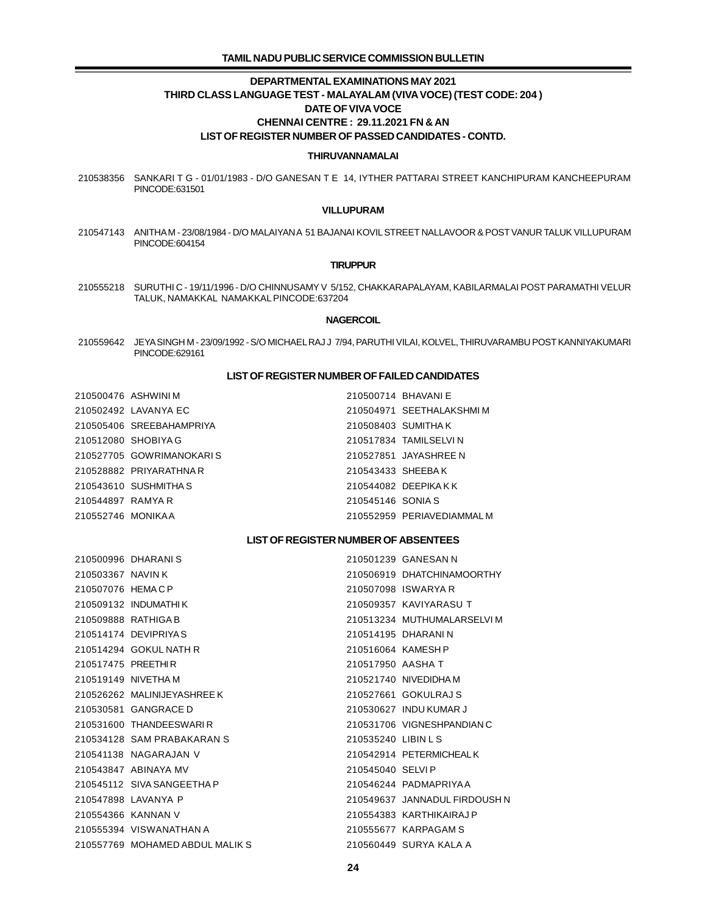## DEPARTMENTAL EXAMINATIONS MAY 2021

## THIRD CLASS LANGUAGE TEST - MALAYALAM (VIVA VOCE) (TEST CODE: 204 )

## DATE OF VIVA VOCE

## CHENNAI CENTRE : 29.11.2021 FN & AN

## LIST OF REGISTER NUMBER OF PASSED CANDIDATES - CONTD.

### THIRUVANNAMALAI

210538356 SANKARI T G - 01/01/1983 - D/O GANESAN T E 14, IYTHER PATTARAI STREET KANCHIPURAM KANCHEEPURAM PINCODE:631501

### VILLUPURAM

210547143 ANITHA M - 23/08/1984 - D/O MALAIYAN A 51 BAJANAI KOVIL STREET NALLAVOOR & POST VANUR TALUK VILLUPURAM PINCODE:604154

### TIRUPPUR

210555218 SURUTHI C - 19/11/1996 - D/O CHINNUSAMY V 5/152, CHAKKARAPALAYAM, KABILARMALAI POST PARAMATHI VELUR TALUK, NAMAKKAL NAMAKKAL PINCODE:637204

### NAGERCOIL

210559642 JEYA SINGH M - 23/09/1992 - S/O MICHAEL RAJ J 7/94, PARUTHI VILAI, KOLVEL, THIRUVARAMBU POST KANNIYAKUMARI PINCODE:629161

## LIST OF REGISTER NUMBER OF FAILED CANDIDATES

210500476 ASHWINI M
210500714 BHAVANI E
210502492 LAVANYA EC
210504971 SEETHALAKSHMI M
210505406 SREEBAHAMPRIYA
210508403 SUMITHA K
210512080 SHOBIYA G
210517834 TAMILSELVI N
210527705 GOWRIMANOKARI S
210527851 JAYASHREE N
210528882 PRIYARATHNA R
210543433 SHEEBA K
210543610 SUSHMITHA S
210544082 DEEPIKA K K
210544897 RAMYA R
210545146 SONIA S
210552746 MONIKA A
210552959 PERIAVEDIAMMAL M

## LIST OF REGISTER NUMBER OF ABSENTEES

210500996 DHARANI S
210501239 GANESAN N
210503367 NAVIN K
210506919 DHATCHINAMOORTHY
210507076 HEMA C P
210507098 ISWARYA R
210509132 INDUMATHI K
210509357 KAVIYARASU T
210509888 RATHIGA B
210513234 MUTHUMALARSELVI M
210514174 DEVIPRIYA S
210514195 DHARANI N
210514294 GOKUL NATH R
210516064 KAMESH P
210517475 PREETHI R
210517950 AASHA T
210519149 NIVETHA M
210521740 NIVEDIDHA M
210526262 MALINIJEYASHREE K
210527661 GOKULRAJ S
210530581 GANGRACE D
210530627 INDU KUMAR J
210531600 THANDEESWARI R
210531706 VIGNESHPANDIAN C
210534128 SAM PRABAKARAN S
210535240 LIBIN L S
210541138 NAGARAJAN V
210542914 PETERMICHEAL K
210543847 ABINAYA MV
210545040 SELVI P
210545112 SIVA SANGEETHA P
210546244 PADMAPRIYA A
210547898 LAVANYA P
210549637 JANNADUL FIRDOUSH N
210554366 KANNAN V
210554383 KARTHIKAIRAJ P
210555394 VISWANATHAN A
210555677 KARPAGAM S
210557769 MOHAMED ABDUL MALIK S
210560449 SURYA KALA A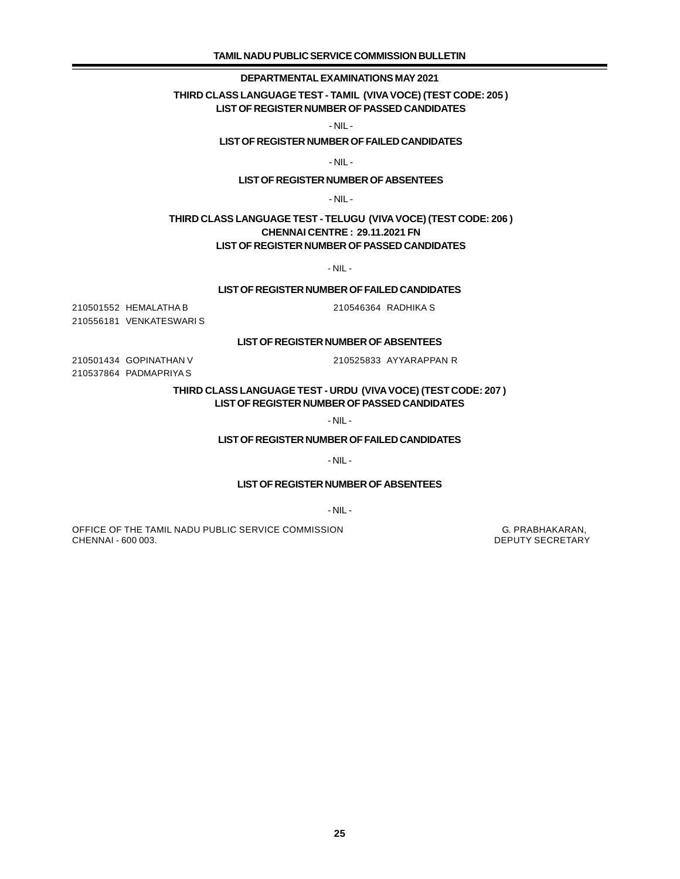## DEPARTMENTAL EXAMINATIONS MAY 2021

### THIRD CLASS LANGUAGE TEST - TAMIL (VIVA VOCE) (TEST CODE: 205 )

**LIST OF REGISTER NUMBER OF PASSED CANDIDATES**

- NIL -

**LIST OF REGISTER NUMBER OF FAILED CANDIDATES**

- NIL -

**LIST OF REGISTER NUMBER OF ABSENTEES**

- NIL -

### THIRD CLASS LANGUAGE TEST - TELUGU (VIVA VOCE) (TEST CODE: 206 )

**CHENNAI CENTRE : 29.11.2021 FN**

**LIST OF REGISTER NUMBER OF PASSED CANDIDATES**

- NIL -

**LIST OF REGISTER NUMBER OF FAILED CANDIDATES**

210501552 HEMALATHA B
210546364 RADHIKA S
210556181 VENKATESWARI S

**LIST OF REGISTER NUMBER OF ABSENTEES**

210501434 GOPINATHAN V
210525833 AYYARAPPAN R
210537864 PADMAPRIYA S

### THIRD CLASS LANGUAGE TEST - URDU (VIVA VOCE) (TEST CODE: 207 )

**LIST OF REGISTER NUMBER OF PASSED CANDIDATES**

- NIL -

**LIST OF REGISTER NUMBER OF FAILED CANDIDATES**

- NIL -

**LIST OF REGISTER NUMBER OF ABSENTEES**

- NIL -

OFFICE OF THE TAMIL NADU PUBLIC SERVICE COMMISSION
CHENNAI - 600 003.

G. PRABHAKARAN,
DEPUTY SECRETARY